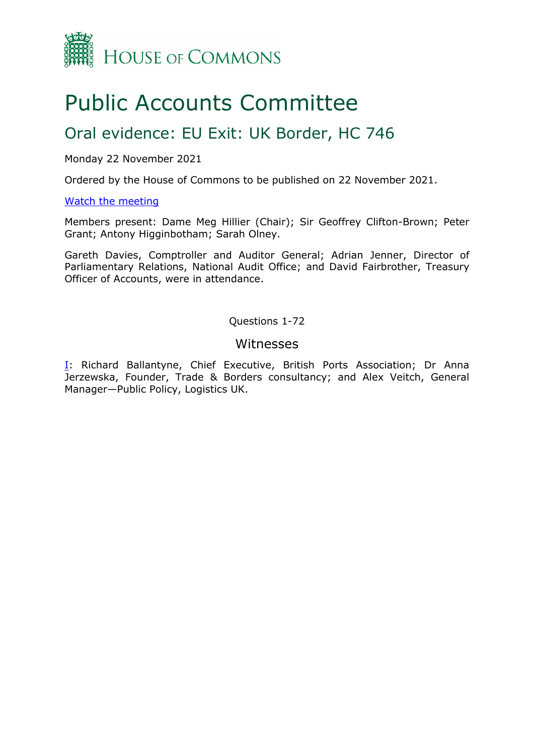HOUSE OF COMMONS

# Public Accounts Committee

## Oral evidence: EU Exit: UK Border, HC 746

Monday 22 November 2021

Ordered by the House of Commons to be published on 22 November 2021.

[Watch the meeting]

Members present: Dame Meg Hillier (Chair); Sir Geoffrey Clifton-Brown; Peter Grant; Antony Higginbotham; Sarah Olney.

Gareth Davies, Comptroller and Auditor General; Adrian Jenner, Director of Parliamentary Relations, National Audit Office; and David Fairbrother, Treasury Officer of Accounts, were in attendance.

Questions 1-72

### Witnesses

I: Richard Ballantyne, Chief Executive, British Ports Association; Dr Anna Jerzewska, Founder, Trade & Borders consultancy; and Alex Veitch, General Manager—Public Policy, Logistics UK.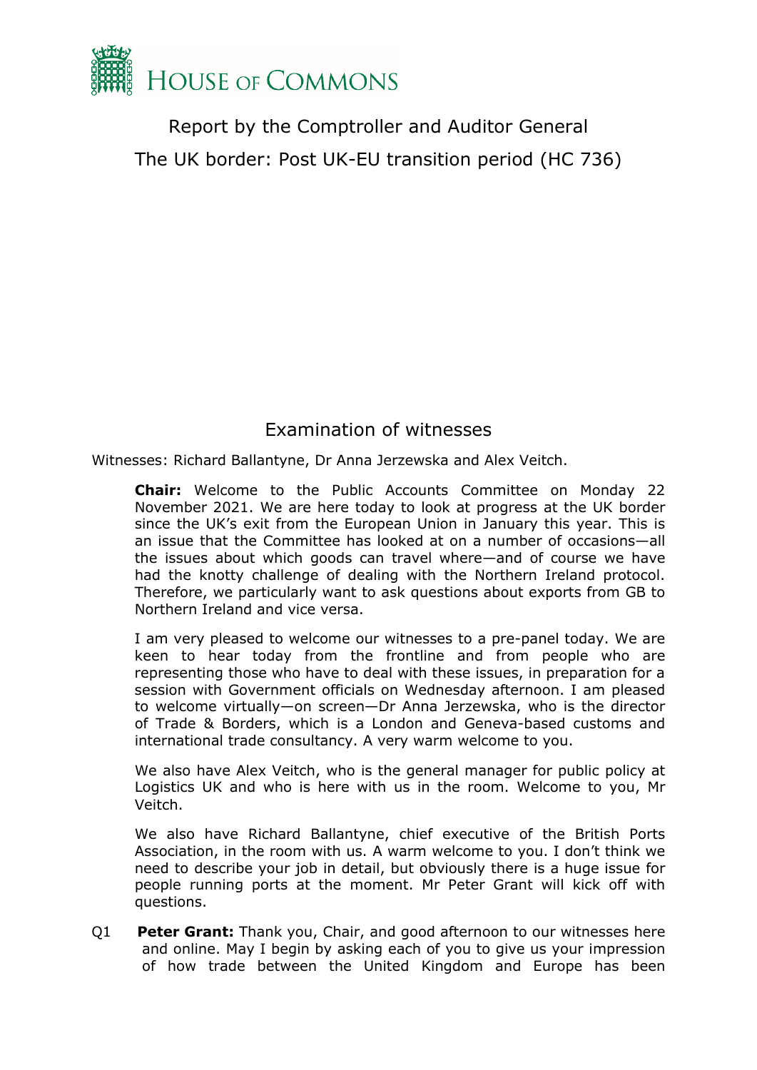# House of Commons

Report by the Comptroller and Auditor General

The UK border: Post UK-EU transition period (HC 736)

## Examination of witnesses

Witnesses: Richard Ballantyne, Dr Anna Jerzewska and Alex Veitch.

**Chair:** Welcome to the Public Accounts Committee on Monday 22 November 2021. We are here today to look at progress at the UK border since the UK's exit from the European Union in January this year. This is an issue that the Committee has looked at on a number of occasions—all the issues about which goods can travel where—and of course we have had the knotty challenge of dealing with the Northern Ireland protocol. Therefore, we particularly want to ask questions about exports from GB to Northern Ireland and vice versa.

I am very pleased to welcome our witnesses to a pre-panel today. We are keen to hear today from the frontline and from people who are representing those who have to deal with these issues, in preparation for a session with Government officials on Wednesday afternoon. I am pleased to welcome virtually—on screen—Dr Anna Jerzewska, who is the director of Trade & Borders, which is a London and Geneva-based customs and international trade consultancy. A very warm welcome to you.

We also have Alex Veitch, who is the general manager for public policy at Logistics UK and who is here with us in the room. Welcome to you, Mr Veitch.

We also have Richard Ballantyne, chief executive of the British Ports Association, in the room with us. A warm welcome to you. I don't think we need to describe your job in detail, but obviously there is a huge issue for people running ports at the moment. Mr Peter Grant will kick off with questions.

Q1 **Peter Grant:** Thank you, Chair, and good afternoon to our witnesses here and online. May I begin by asking each of you to give us your impression of how trade between the United Kingdom and Europe has been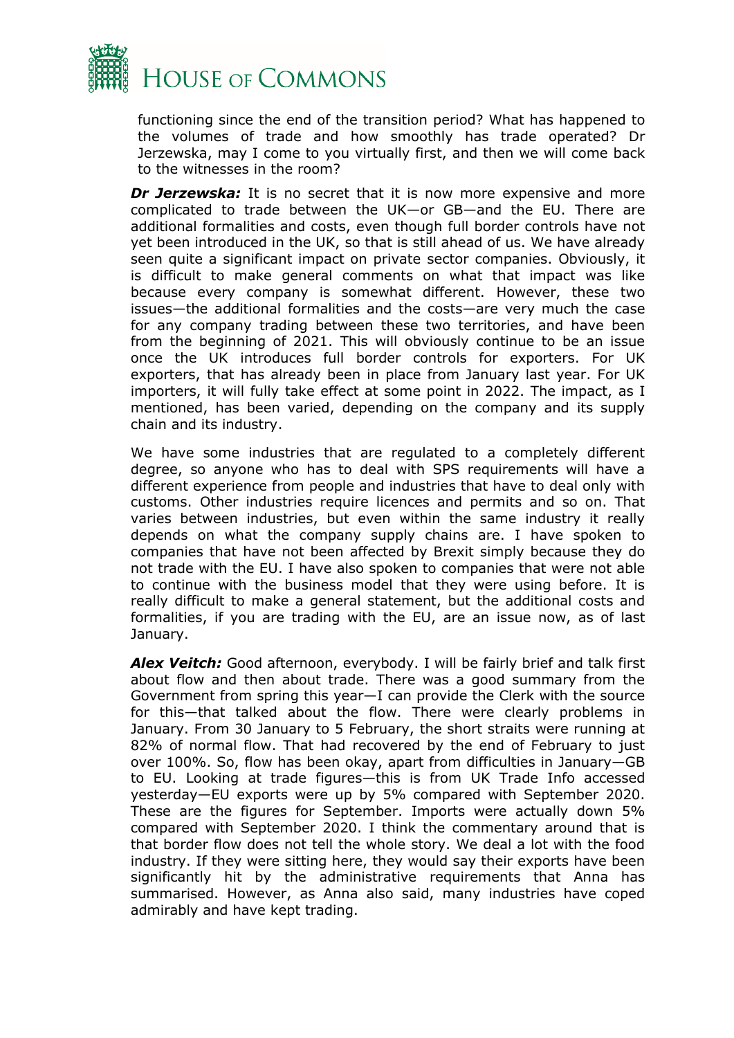functioning since the end of the transition period? What has happened to the volumes of trade and how smoothly has trade operated? Dr Jerzewska, may I come to you virtually first, and then we will come back to the witnesses in the room?

***Dr Jerzewska:*** It is no secret that it is now more expensive and more complicated to trade between the UK—or GB—and the EU. There are additional formalities and costs, even though full border controls have not yet been introduced in the UK, so that is still ahead of us. We have already seen quite a significant impact on private sector companies. Obviously, it is difficult to make general comments on what that impact was like because every company is somewhat different. However, these two issues—the additional formalities and the costs—are very much the case for any company trading between these two territories, and have been from the beginning of 2021. This will obviously continue to be an issue once the UK introduces full border controls for exporters. For UK exporters, that has already been in place from January last year. For UK importers, it will fully take effect at some point in 2022. The impact, as I mentioned, has been varied, depending on the company and its supply chain and its industry.

We have some industries that are regulated to a completely different degree, so anyone who has to deal with SPS requirements will have a different experience from people and industries that have to deal only with customs. Other industries require licences and permits and so on. That varies between industries, but even within the same industry it really depends on what the company supply chains are. I have spoken to companies that have not been affected by Brexit simply because they do not trade with the EU. I have also spoken to companies that were not able to continue with the business model that they were using before. It is really difficult to make a general statement, but the additional costs and formalities, if you are trading with the EU, are an issue now, as of last January.

***Alex Veitch:*** Good afternoon, everybody. I will be fairly brief and talk first about flow and then about trade. There was a good summary from the Government from spring this year—I can provide the Clerk with the source for this—that talked about the flow. There were clearly problems in January. From 30 January to 5 February, the short straits were running at 82% of normal flow. That had recovered by the end of February to just over 100%. So, flow has been okay, apart from difficulties in January—GB to EU. Looking at trade figures—this is from UK Trade Info accessed yesterday—EU exports were up by 5% compared with September 2020. These are the figures for September. Imports were actually down 5% compared with September 2020. I think the commentary around that is that border flow does not tell the whole story. We deal a lot with the food industry. If they were sitting here, they would say their exports have been significantly hit by the administrative requirements that Anna has summarised. However, as Anna also said, many industries have coped admirably and have kept trading.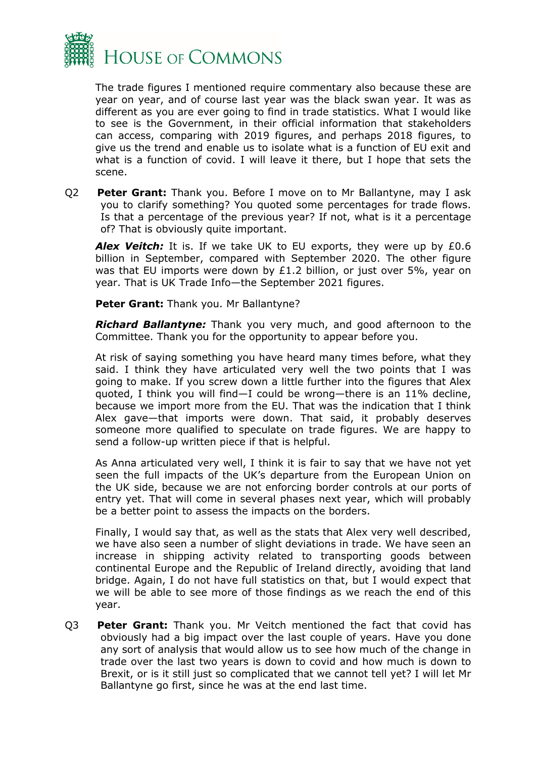The trade figures I mentioned require commentary also because these are year on year, and of course last year was the black swan year. It was as different as you are ever going to find in trade statistics. What I would like to see is the Government, in their official information that stakeholders can access, comparing with 2019 figures, and perhaps 2018 figures, to give us the trend and enable us to isolate what is a function of EU exit and what is a function of covid. I will leave it there, but I hope that sets the scene.

Q2 **Peter Grant:** Thank you. Before I move on to Mr Ballantyne, may I ask you to clarify something? You quoted some percentages for trade flows. Is that a percentage of the previous year? If not, what is it a percentage of? That is obviously quite important.

***Alex Veitch:*** It is. If we take UK to EU exports, they were up by £0.6 billion in September, compared with September 2020. The other figure was that EU imports were down by £1.2 billion, or just over 5%, year on year. That is UK Trade Info—the September 2021 figures.

**Peter Grant:** Thank you. Mr Ballantyne?

***Richard Ballantyne:*** Thank you very much, and good afternoon to the Committee. Thank you for the opportunity to appear before you.

At risk of saying something you have heard many times before, what they said. I think they have articulated very well the two points that I was going to make. If you screw down a little further into the figures that Alex quoted, I think you will find—I could be wrong—there is an 11% decline, because we import more from the EU. That was the indication that I think Alex gave—that imports were down. That said, it probably deserves someone more qualified to speculate on trade figures. We are happy to send a follow-up written piece if that is helpful.

As Anna articulated very well, I think it is fair to say that we have not yet seen the full impacts of the UK's departure from the European Union on the UK side, because we are not enforcing border controls at our ports of entry yet. That will come in several phases next year, which will probably be a better point to assess the impacts on the borders.

Finally, I would say that, as well as the stats that Alex very well described, we have also seen a number of slight deviations in trade. We have seen an increase in shipping activity related to transporting goods between continental Europe and the Republic of Ireland directly, avoiding that land bridge. Again, I do not have full statistics on that, but I would expect that we will be able to see more of those findings as we reach the end of this year.

Q3 **Peter Grant:** Thank you. Mr Veitch mentioned the fact that covid has obviously had a big impact over the last couple of years. Have you done any sort of analysis that would allow us to see how much of the change in trade over the last two years is down to covid and how much is down to Brexit, or is it still just so complicated that we cannot tell yet? I will let Mr Ballantyne go first, since he was at the end last time.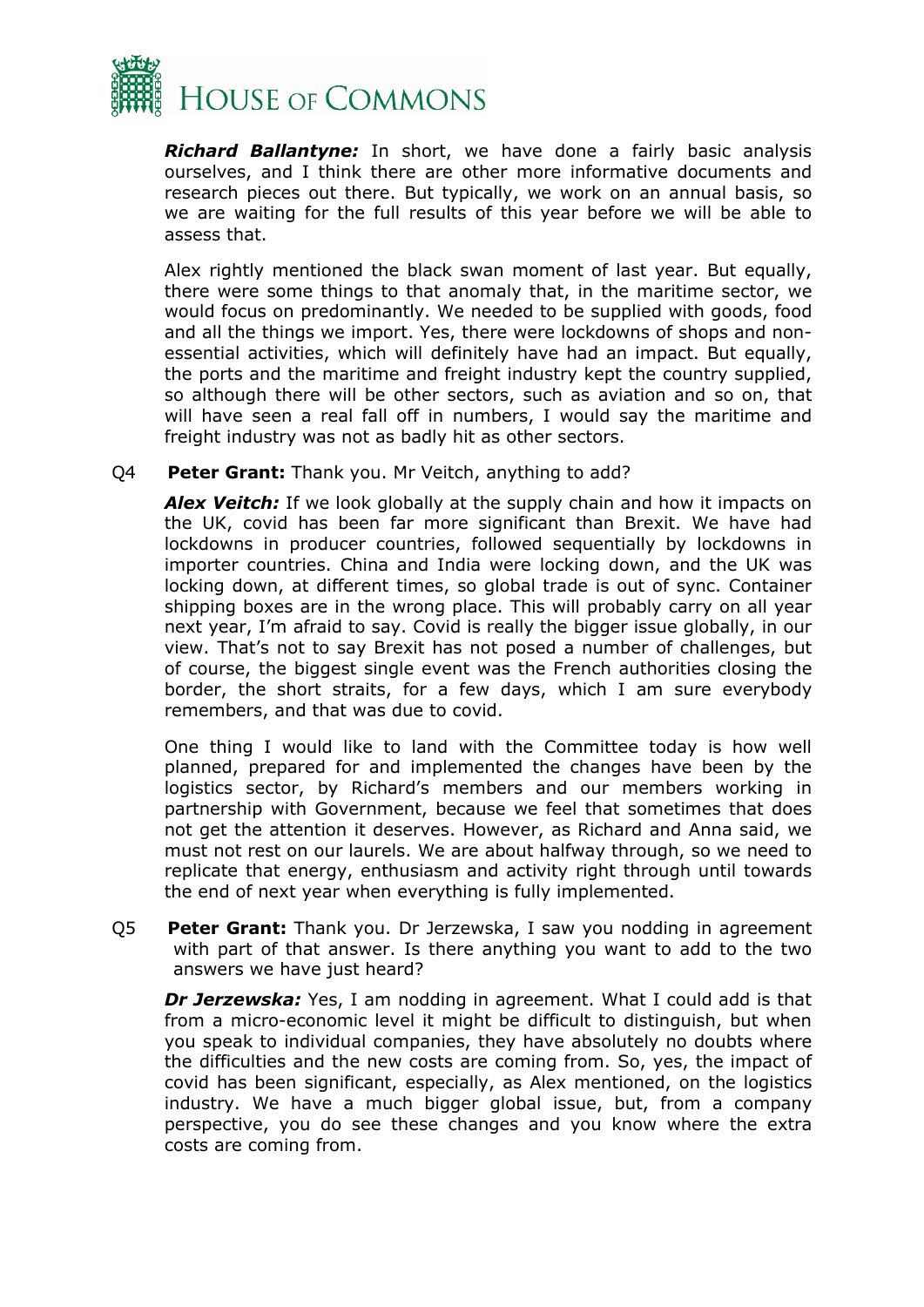***Richard Ballantyne:*** In short, we have done a fairly basic analysis ourselves, and I think there are other more informative documents and research pieces out there. But typically, we work on an annual basis, so we are waiting for the full results of this year before we will be able to assess that.

Alex rightly mentioned the black swan moment of last year. But equally, there were some things to that anomaly that, in the maritime sector, we would focus on predominantly. We needed to be supplied with goods, food and all the things we import. Yes, there were lockdowns of shops and non-essential activities, which will definitely have had an impact. But equally, the ports and the maritime and freight industry kept the country supplied, so although there will be other sectors, such as aviation and so on, that will have seen a real fall off in numbers, I would say the maritime and freight industry was not as badly hit as other sectors.

Q4 **Peter Grant:** Thank you. Mr Veitch, anything to add?

***Alex Veitch:*** If we look globally at the supply chain and how it impacts on the UK, covid has been far more significant than Brexit. We have had lockdowns in producer countries, followed sequentially by lockdowns in importer countries. China and India were locking down, and the UK was locking down, at different times, so global trade is out of sync. Container shipping boxes are in the wrong place. This will probably carry on all year next year, I'm afraid to say. Covid is really the bigger issue globally, in our view. That's not to say Brexit has not posed a number of challenges, but of course, the biggest single event was the French authorities closing the border, the short straits, for a few days, which I am sure everybody remembers, and that was due to covid.

One thing I would like to land with the Committee today is how well planned, prepared for and implemented the changes have been by the logistics sector, by Richard's members and our members working in partnership with Government, because we feel that sometimes that does not get the attention it deserves. However, as Richard and Anna said, we must not rest on our laurels. We are about halfway through, so we need to replicate that energy, enthusiasm and activity right through until towards the end of next year when everything is fully implemented.

Q5 **Peter Grant:** Thank you. Dr Jerzewska, I saw you nodding in agreement with part of that answer. Is there anything you want to add to the two answers we have just heard?

***Dr Jerzewska:*** Yes, I am nodding in agreement. What I could add is that from a micro-economic level it might be difficult to distinguish, but when you speak to individual companies, they have absolutely no doubts where the difficulties and the new costs are coming from. So, yes, the impact of covid has been significant, especially, as Alex mentioned, on the logistics industry. We have a much bigger global issue, but, from a company perspective, you do see these changes and you know where the extra costs are coming from.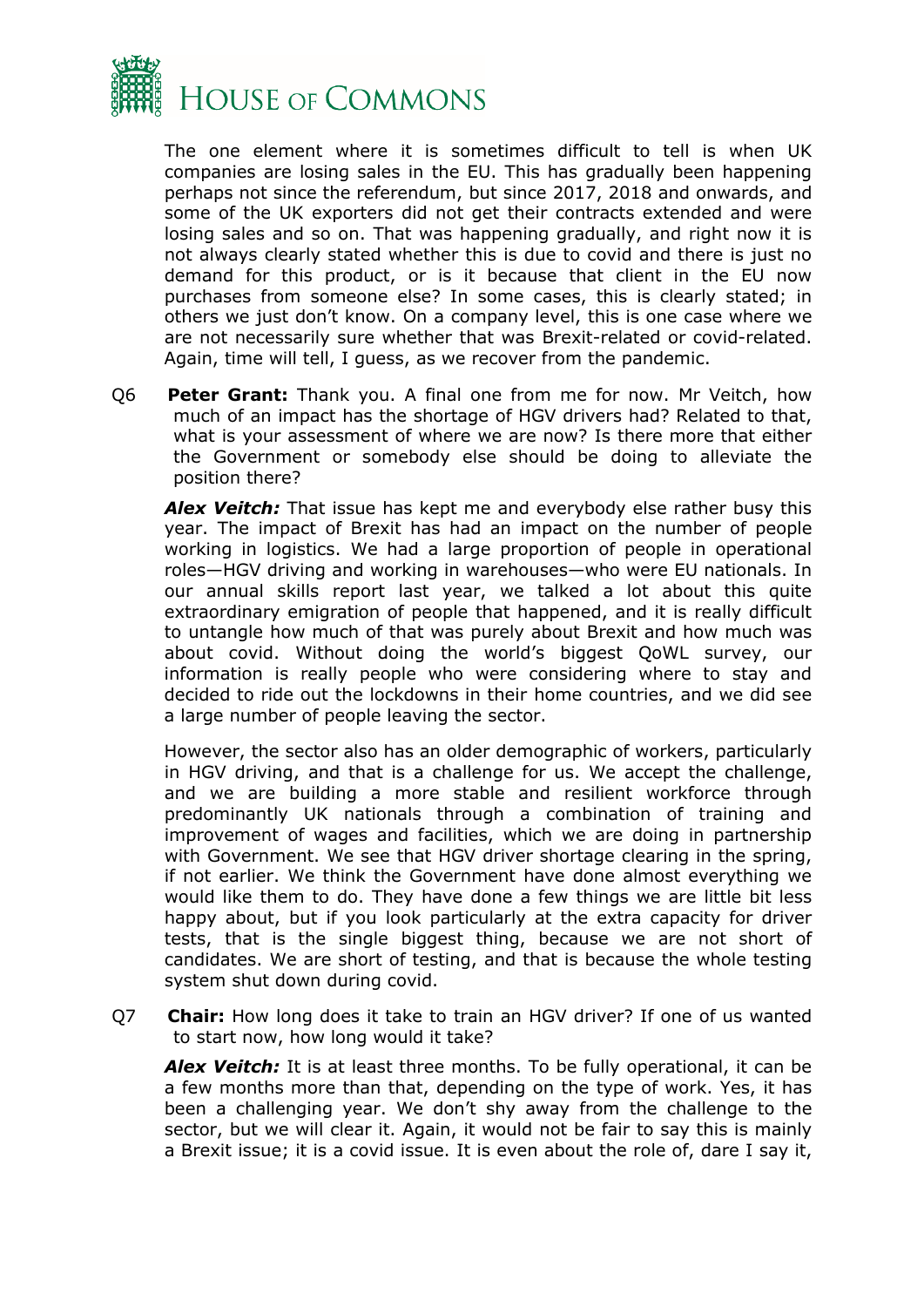The one element where it is sometimes difficult to tell is when UK companies are losing sales in the EU. This has gradually been happening perhaps not since the referendum, but since 2017, 2018 and onwards, and some of the UK exporters did not get their contracts extended and were losing sales and so on. That was happening gradually, and right now it is not always clearly stated whether this is due to covid and there is just no demand for this product, or is it because that client in the EU now purchases from someone else? In some cases, this is clearly stated; in others we just don't know. On a company level, this is one case where we are not necessarily sure whether that was Brexit-related or covid-related. Again, time will tell, I guess, as we recover from the pandemic.

Q6 **Peter Grant:** Thank you. A final one from me for now. Mr Veitch, how much of an impact has the shortage of HGV drivers had? Related to that, what is your assessment of where we are now? Is there more that either the Government or somebody else should be doing to alleviate the position there?

***Alex Veitch:*** That issue has kept me and everybody else rather busy this year. The impact of Brexit has had an impact on the number of people working in logistics. We had a large proportion of people in operational roles—HGV driving and working in warehouses—who were EU nationals. In our annual skills report last year, we talked a lot about this quite extraordinary emigration of people that happened, and it is really difficult to untangle how much of that was purely about Brexit and how much was about covid. Without doing the world's biggest QoWL survey, our information is really people who were considering where to stay and decided to ride out the lockdowns in their home countries, and we did see a large number of people leaving the sector.

However, the sector also has an older demographic of workers, particularly in HGV driving, and that is a challenge for us. We accept the challenge, and we are building a more stable and resilient workforce through predominantly UK nationals through a combination of training and improvement of wages and facilities, which we are doing in partnership with Government. We see that HGV driver shortage clearing in the spring, if not earlier. We think the Government have done almost everything we would like them to do. They have done a few things we are little bit less happy about, but if you look particularly at the extra capacity for driver tests, that is the single biggest thing, because we are not short of candidates. We are short of testing, and that is because the whole testing system shut down during covid.

Q7 **Chair:** How long does it take to train an HGV driver? If one of us wanted to start now, how long would it take?

***Alex Veitch:*** It is at least three months. To be fully operational, it can be a few months more than that, depending on the type of work. Yes, it has been a challenging year. We don't shy away from the challenge to the sector, but we will clear it. Again, it would not be fair to say this is mainly a Brexit issue; it is a covid issue. It is even about the role of, dare I say it,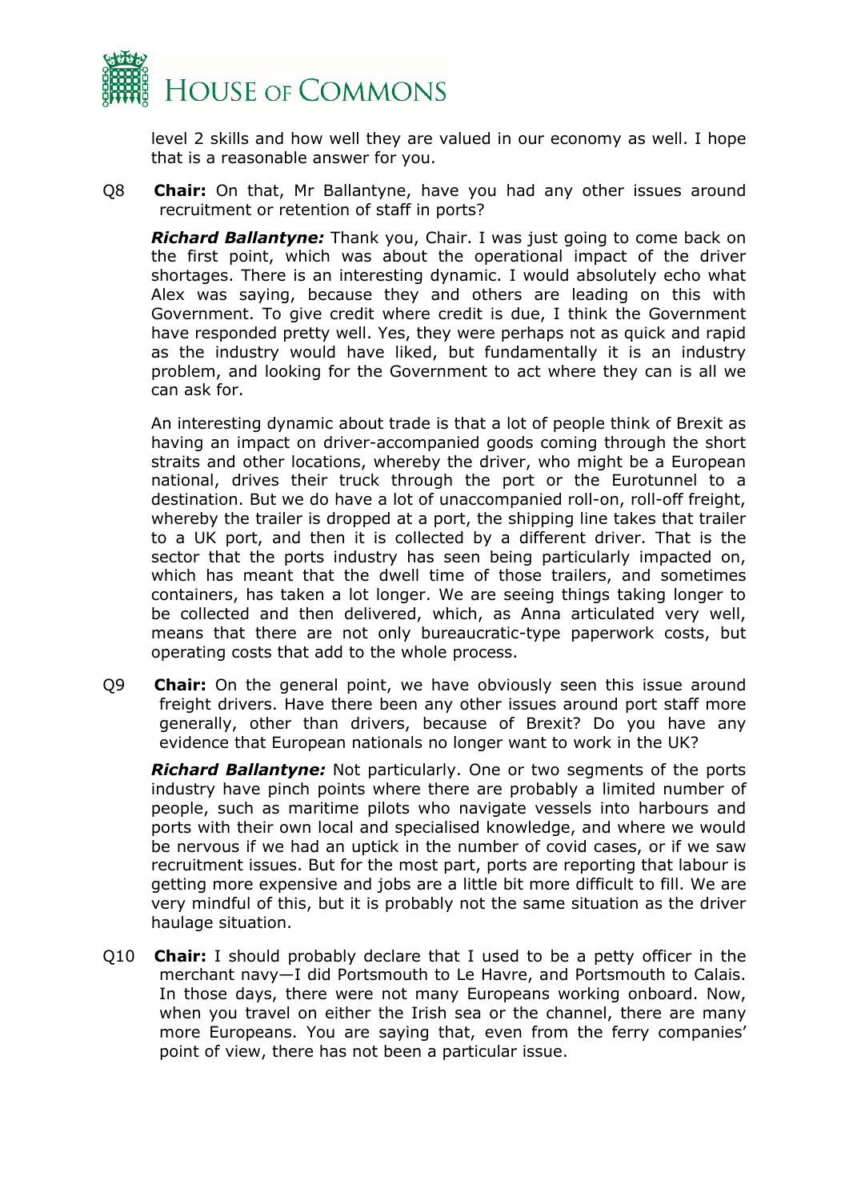level 2 skills and how well they are valued in our economy as well. I hope that is a reasonable answer for you.

Q8 **Chair:** On that, Mr Ballantyne, have you had any other issues around recruitment or retention of staff in ports?

***Richard Ballantyne:*** Thank you, Chair. I was just going to come back on the first point, which was about the operational impact of the driver shortages. There is an interesting dynamic. I would absolutely echo what Alex was saying, because they and others are leading on this with Government. To give credit where credit is due, I think the Government have responded pretty well. Yes, they were perhaps not as quick and rapid as the industry would have liked, but fundamentally it is an industry problem, and looking for the Government to act where they can is all we can ask for.

An interesting dynamic about trade is that a lot of people think of Brexit as having an impact on driver-accompanied goods coming through the short straits and other locations, whereby the driver, who might be a European national, drives their truck through the port or the Eurotunnel to a destination. But we do have a lot of unaccompanied roll-on, roll-off freight, whereby the trailer is dropped at a port, the shipping line takes that trailer to a UK port, and then it is collected by a different driver. That is the sector that the ports industry has seen being particularly impacted on, which has meant that the dwell time of those trailers, and sometimes containers, has taken a lot longer. We are seeing things taking longer to be collected and then delivered, which, as Anna articulated very well, means that there are not only bureaucratic-type paperwork costs, but operating costs that add to the whole process.

Q9 **Chair:** On the general point, we have obviously seen this issue around freight drivers. Have there been any other issues around port staff more generally, other than drivers, because of Brexit? Do you have any evidence that European nationals no longer want to work in the UK?

***Richard Ballantyne:*** Not particularly. One or two segments of the ports industry have pinch points where there are probably a limited number of people, such as maritime pilots who navigate vessels into harbours and ports with their own local and specialised knowledge, and where we would be nervous if we had an uptick in the number of covid cases, or if we saw recruitment issues. But for the most part, ports are reporting that labour is getting more expensive and jobs are a little bit more difficult to fill. We are very mindful of this, but it is probably not the same situation as the driver haulage situation.

Q10 **Chair:** I should probably declare that I used to be a petty officer in the merchant navy—I did Portsmouth to Le Havre, and Portsmouth to Calais. In those days, there were not many Europeans working onboard. Now, when you travel on either the Irish sea or the channel, there are many more Europeans. You are saying that, even from the ferry companies' point of view, there has not been a particular issue.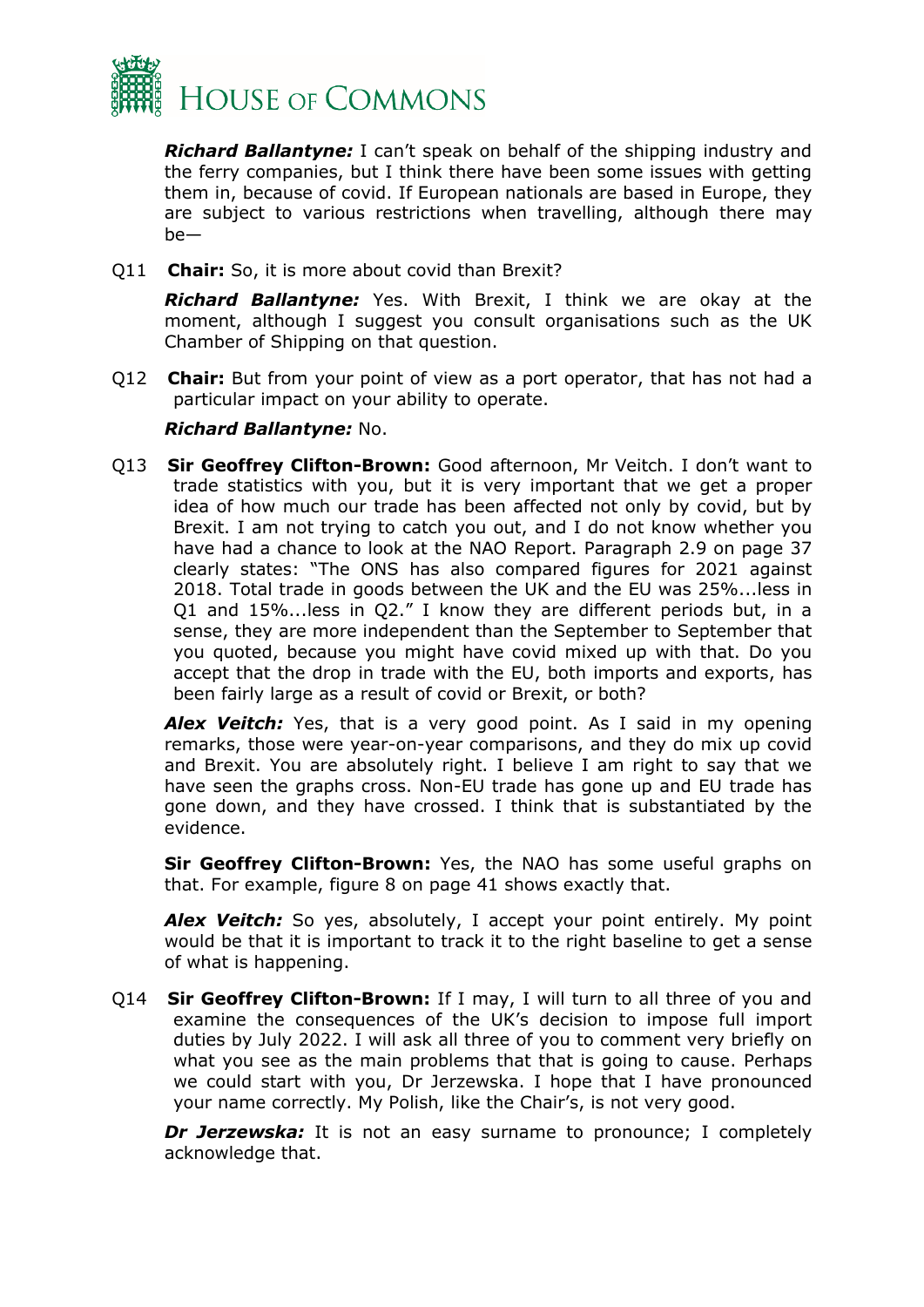***Richard Ballantyne:*** I can't speak on behalf of the shipping industry and the ferry companies, but I think there have been some issues with getting them in, because of covid. If European nationals are based in Europe, they are subject to various restrictions when travelling, although there may be—

Q11 **Chair:** So, it is more about covid than Brexit?

***Richard Ballantyne:*** Yes. With Brexit, I think we are okay at the moment, although I suggest you consult organisations such as the UK Chamber of Shipping on that question.

Q12 **Chair:** But from your point of view as a port operator, that has not had a particular impact on your ability to operate.

***Richard Ballantyne:*** No.

Q13 **Sir Geoffrey Clifton-Brown:** Good afternoon, Mr Veitch. I don't want to trade statistics with you, but it is very important that we get a proper idea of how much our trade has been affected not only by covid, but by Brexit. I am not trying to catch you out, and I do not know whether you have had a chance to look at the NAO Report. Paragraph 2.9 on page 37 clearly states: "The ONS has also compared figures for 2021 against 2018. Total trade in goods between the UK and the EU was 25%...less in Q1 and 15%...less in Q2." I know they are different periods but, in a sense, they are more independent than the September to September that you quoted, because you might have covid mixed up with that. Do you accept that the drop in trade with the EU, both imports and exports, has been fairly large as a result of covid or Brexit, or both?

***Alex Veitch:*** Yes, that is a very good point. As I said in my opening remarks, those were year-on-year comparisons, and they do mix up covid and Brexit. You are absolutely right. I believe I am right to say that we have seen the graphs cross. Non-EU trade has gone up and EU trade has gone down, and they have crossed. I think that is substantiated by the evidence.

**Sir Geoffrey Clifton-Brown:** Yes, the NAO has some useful graphs on that. For example, figure 8 on page 41 shows exactly that.

***Alex Veitch:*** So yes, absolutely, I accept your point entirely. My point would be that it is important to track it to the right baseline to get a sense of what is happening.

Q14 **Sir Geoffrey Clifton-Brown:** If I may, I will turn to all three of you and examine the consequences of the UK's decision to impose full import duties by July 2022. I will ask all three of you to comment very briefly on what you see as the main problems that that is going to cause. Perhaps we could start with you, Dr Jerzewska. I hope that I have pronounced your name correctly. My Polish, like the Chair's, is not very good.

***Dr Jerzewska:*** It is not an easy surname to pronounce; I completely acknowledge that.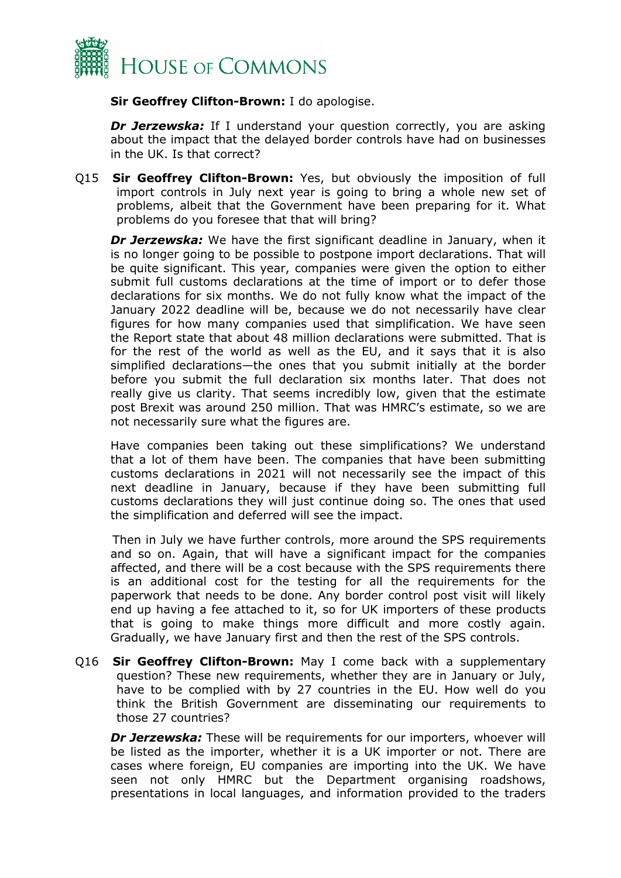**Sir Geoffrey Clifton-Brown:** I do apologise.

***Dr Jerzewska:*** If I understand your question correctly, you are asking about the impact that the delayed border controls have had on businesses in the UK. Is that correct?

Q15 **Sir Geoffrey Clifton-Brown:** Yes, but obviously the imposition of full import controls in July next year is going to bring a whole new set of problems, albeit that the Government have been preparing for it. What problems do you foresee that that will bring?

***Dr Jerzewska:*** We have the first significant deadline in January, when it is no longer going to be possible to postpone import declarations. That will be quite significant. This year, companies were given the option to either submit full customs declarations at the time of import or to defer those declarations for six months. We do not fully know what the impact of the January 2022 deadline will be, because we do not necessarily have clear figures for how many companies used that simplification. We have seen the Report state that about 48 million declarations were submitted. That is for the rest of the world as well as the EU, and it says that it is also simplified declarations—the ones that you submit initially at the border before you submit the full declaration six months later. That does not really give us clarity. That seems incredibly low, given that the estimate post Brexit was around 250 million. That was HMRC's estimate, so we are not necessarily sure what the figures are.

Have companies been taking out these simplifications? We understand that a lot of them have been. The companies that have been submitting customs declarations in 2021 will not necessarily see the impact of this next deadline in January, because if they have been submitting full customs declarations they will just continue doing so. The ones that used the simplification and deferred will see the impact.

Then in July we have further controls, more around the SPS requirements and so on. Again, that will have a significant impact for the companies affected, and there will be a cost because with the SPS requirements there is an additional cost for the testing for all the requirements for the paperwork that needs to be done. Any border control post visit will likely end up having a fee attached to it, so for UK importers of these products that is going to make things more difficult and more costly again. Gradually, we have January first and then the rest of the SPS controls.

Q16 **Sir Geoffrey Clifton-Brown:** May I come back with a supplementary question? These new requirements, whether they are in January or July, have to be complied with by 27 countries in the EU. How well do you think the British Government are disseminating our requirements to those 27 countries?

***Dr Jerzewska:*** These will be requirements for our importers, whoever will be listed as the importer, whether it is a UK importer or not. There are cases where foreign, EU companies are importing into the UK. We have seen not only HMRC but the Department organising roadshows, presentations in local languages, and information provided to the traders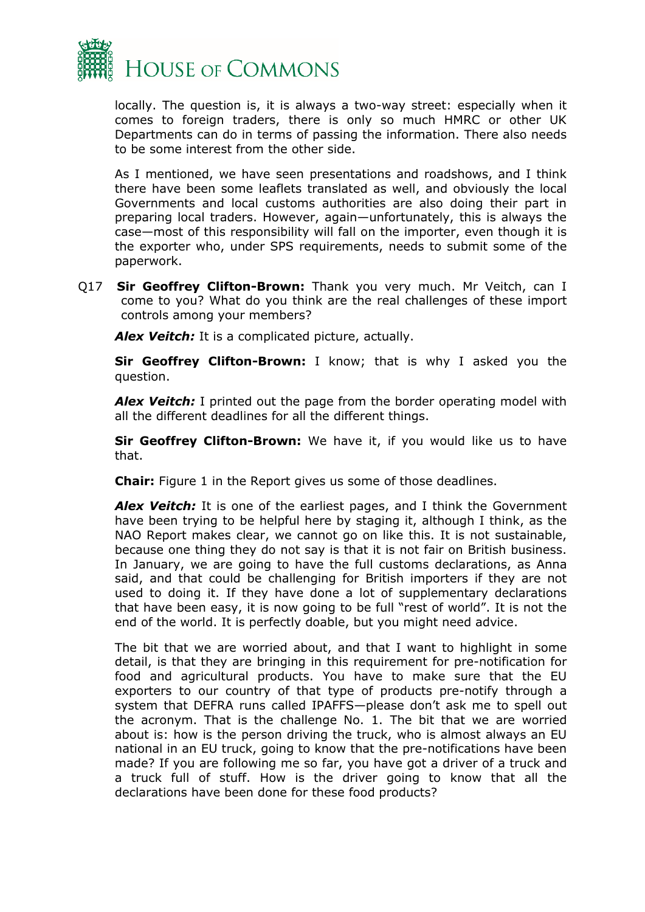locally. The question is, it is always a two-way street: especially when it comes to foreign traders, there is only so much HMRC or other UK Departments can do in terms of passing the information. There also needs to be some interest from the other side.

As I mentioned, we have seen presentations and roadshows, and I think there have been some leaflets translated as well, and obviously the local Governments and local customs authorities are also doing their part in preparing local traders. However, again—unfortunately, this is always the case—most of this responsibility will fall on the importer, even though it is the exporter who, under SPS requirements, needs to submit some of the paperwork.

Q17 **Sir Geoffrey Clifton-Brown:** Thank you very much. Mr Veitch, can I come to you? What do you think are the real challenges of these import controls among your members?

***Alex Veitch:*** It is a complicated picture, actually.

**Sir Geoffrey Clifton-Brown:** I know; that is why I asked you the question.

***Alex Veitch:*** I printed out the page from the border operating model with all the different deadlines for all the different things.

**Sir Geoffrey Clifton-Brown:** We have it, if you would like us to have that.

**Chair:** Figure 1 in the Report gives us some of those deadlines.

***Alex Veitch:*** It is one of the earliest pages, and I think the Government have been trying to be helpful here by staging it, although I think, as the NAO Report makes clear, we cannot go on like this. It is not sustainable, because one thing they do not say is that it is not fair on British business. In January, we are going to have the full customs declarations, as Anna said, and that could be challenging for British importers if they are not used to doing it. If they have done a lot of supplementary declarations that have been easy, it is now going to be full "rest of world". It is not the end of the world. It is perfectly doable, but you might need advice.

The bit that we are worried about, and that I want to highlight in some detail, is that they are bringing in this requirement for pre-notification for food and agricultural products. You have to make sure that the EU exporters to our country of that type of products pre-notify through a system that DEFRA runs called IPAFFS—please don't ask me to spell out the acronym. That is the challenge No. 1. The bit that we are worried about is: how is the person driving the truck, who is almost always an EU national in an EU truck, going to know that the pre-notifications have been made? If you are following me so far, you have got a driver of a truck and a truck full of stuff. How is the driver going to know that all the declarations have been done for these food products?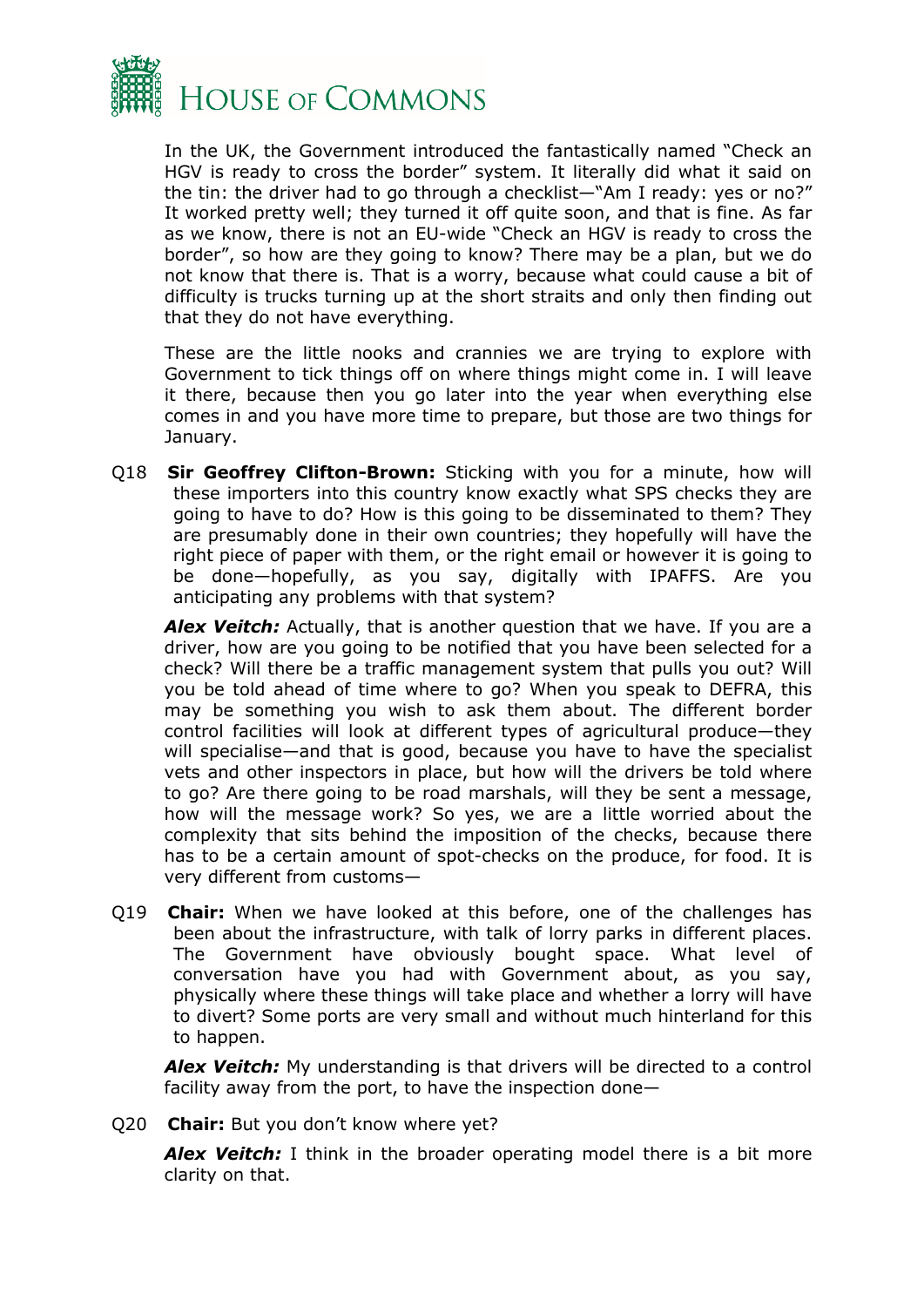In the UK, the Government introduced the fantastically named "Check an HGV is ready to cross the border" system. It literally did what it said on the tin: the driver had to go through a checklist—"Am I ready: yes or no?" It worked pretty well; they turned it off quite soon, and that is fine. As far as we know, there is not an EU-wide "Check an HGV is ready to cross the border", so how are they going to know? There may be a plan, but we do not know that there is. That is a worry, because what could cause a bit of difficulty is trucks turning up at the short straits and only then finding out that they do not have everything.

These are the little nooks and crannies we are trying to explore with Government to tick things off on where things might come in. I will leave it there, because then you go later into the year when everything else comes in and you have more time to prepare, but those are two things for January.

Q18 **Sir Geoffrey Clifton-Brown:** Sticking with you for a minute, how will these importers into this country know exactly what SPS checks they are going to have to do? How is this going to be disseminated to them? They are presumably done in their own countries; they hopefully will have the right piece of paper with them, or the right email or however it is going to be done—hopefully, as you say, digitally with IPAFFS. Are you anticipating any problems with that system?

***Alex Veitch:*** Actually, that is another question that we have. If you are a driver, how are you going to be notified that you have been selected for a check? Will there be a traffic management system that pulls you out? Will you be told ahead of time where to go? When you speak to DEFRA, this may be something you wish to ask them about. The different border control facilities will look at different types of agricultural produce—they will specialise—and that is good, because you have to have the specialist vets and other inspectors in place, but how will the drivers be told where to go? Are there going to be road marshals, will they be sent a message, how will the message work? So yes, we are a little worried about the complexity that sits behind the imposition of the checks, because there has to be a certain amount of spot-checks on the produce, for food. It is very different from customs—

Q19 **Chair:** When we have looked at this before, one of the challenges has been about the infrastructure, with talk of lorry parks in different places. The Government have obviously bought space. What level of conversation have you had with Government about, as you say, physically where these things will take place and whether a lorry will have to divert? Some ports are very small and without much hinterland for this to happen.

***Alex Veitch:*** My understanding is that drivers will be directed to a control facility away from the port, to have the inspection done—

Q20 **Chair:** But you don't know where yet?

***Alex Veitch:*** I think in the broader operating model there is a bit more clarity on that.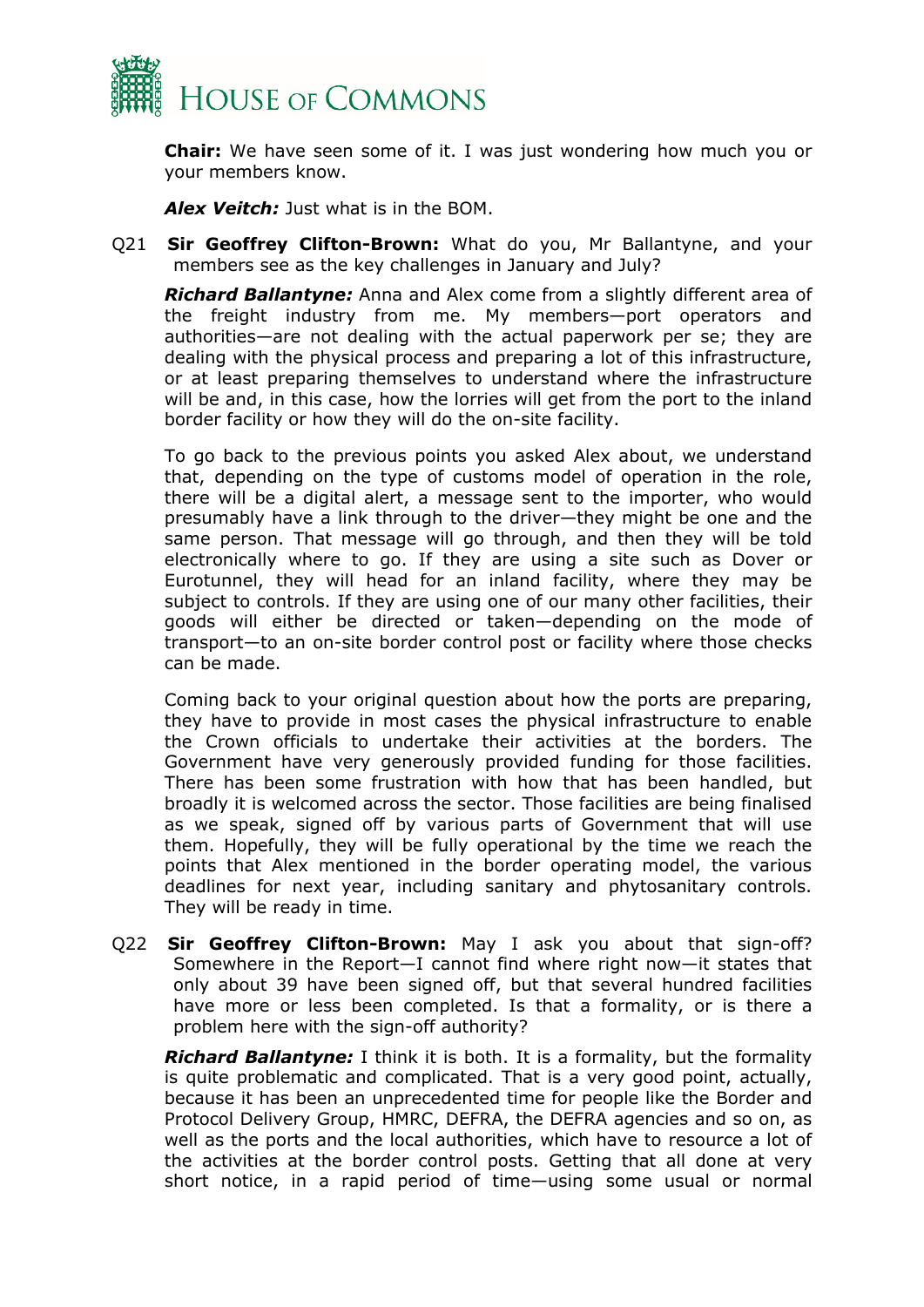**Chair:** We have seen some of it. I was just wondering how much you or your members know.

***Alex Veitch:*** Just what is in the BOM.

Q21 **Sir Geoffrey Clifton-Brown:** What do you, Mr Ballantyne, and your members see as the key challenges in January and July?

***Richard Ballantyne:*** Anna and Alex come from a slightly different area of the freight industry from me. My members—port operators and authorities—are not dealing with the actual paperwork per se; they are dealing with the physical process and preparing a lot of this infrastructure, or at least preparing themselves to understand where the infrastructure will be and, in this case, how the lorries will get from the port to the inland border facility or how they will do the on-site facility.

To go back to the previous points you asked Alex about, we understand that, depending on the type of customs model of operation in the role, there will be a digital alert, a message sent to the importer, who would presumably have a link through to the driver—they might be one and the same person. That message will go through, and then they will be told electronically where to go. If they are using a site such as Dover or Eurotunnel, they will head for an inland facility, where they may be subject to controls. If they are using one of our many other facilities, their goods will either be directed or taken—depending on the mode of transport—to an on-site border control post or facility where those checks can be made.

Coming back to your original question about how the ports are preparing, they have to provide in most cases the physical infrastructure to enable the Crown officials to undertake their activities at the borders. The Government have very generously provided funding for those facilities. There has been some frustration with how that has been handled, but broadly it is welcomed across the sector. Those facilities are being finalised as we speak, signed off by various parts of Government that will use them. Hopefully, they will be fully operational by the time we reach the points that Alex mentioned in the border operating model, the various deadlines for next year, including sanitary and phytosanitary controls. They will be ready in time.

Q22 **Sir Geoffrey Clifton-Brown:** May I ask you about that sign-off? Somewhere in the Report—I cannot find where right now—it states that only about 39 have been signed off, but that several hundred facilities have more or less been completed. Is that a formality, or is there a problem here with the sign-off authority?

***Richard Ballantyne:*** I think it is both. It is a formality, but the formality is quite problematic and complicated. That is a very good point, actually, because it has been an unprecedented time for people like the Border and Protocol Delivery Group, HMRC, DEFRA, the DEFRA agencies and so on, as well as the ports and the local authorities, which have to resource a lot of the activities at the border control posts. Getting that all done at very short notice, in a rapid period of time—using some usual or normal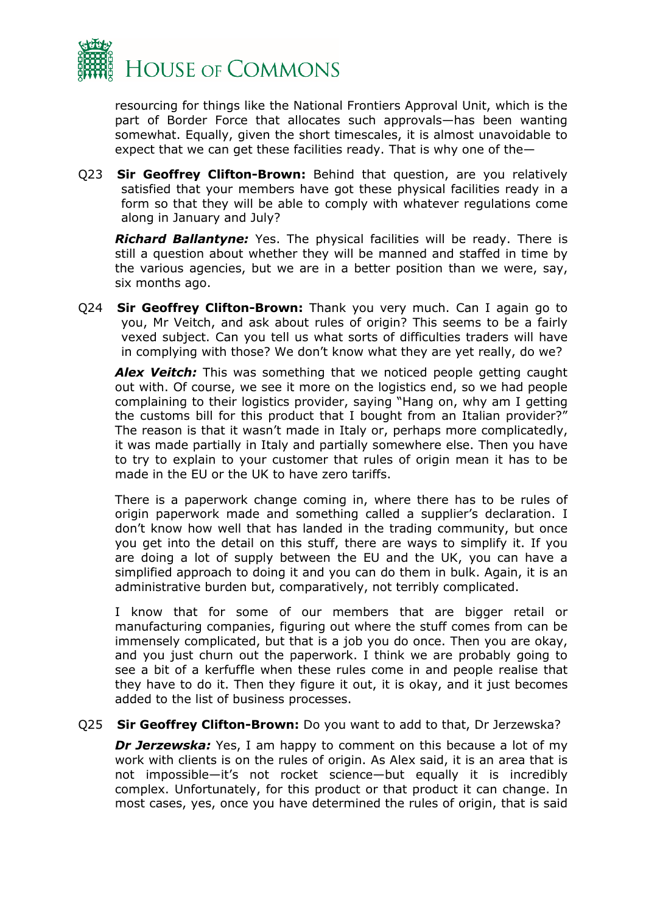resourcing for things like the National Frontiers Approval Unit, which is the part of Border Force that allocates such approvals—has been wanting somewhat. Equally, given the short timescales, it is almost unavoidable to expect that we can get these facilities ready. That is why one of the—

Q23 **Sir Geoffrey Clifton-Brown:** Behind that question, are you relatively satisfied that your members have got these physical facilities ready in a form so that they will be able to comply with whatever regulations come along in January and July?

***Richard Ballantyne:*** Yes. The physical facilities will be ready. There is still a question about whether they will be manned and staffed in time by the various agencies, but we are in a better position than we were, say, six months ago.

Q24 **Sir Geoffrey Clifton-Brown:** Thank you very much. Can I again go to you, Mr Veitch, and ask about rules of origin? This seems to be a fairly vexed subject. Can you tell us what sorts of difficulties traders will have in complying with those? We don't know what they are yet really, do we?

***Alex Veitch:*** This was something that we noticed people getting caught out with. Of course, we see it more on the logistics end, so we had people complaining to their logistics provider, saying "Hang on, why am I getting the customs bill for this product that I bought from an Italian provider?" The reason is that it wasn't made in Italy or, perhaps more complicatedly, it was made partially in Italy and partially somewhere else. Then you have to try to explain to your customer that rules of origin mean it has to be made in the EU or the UK to have zero tariffs.

There is a paperwork change coming in, where there has to be rules of origin paperwork made and something called a supplier's declaration. I don't know how well that has landed in the trading community, but once you get into the detail on this stuff, there are ways to simplify it. If you are doing a lot of supply between the EU and the UK, you can have a simplified approach to doing it and you can do them in bulk. Again, it is an administrative burden but, comparatively, not terribly complicated.

I know that for some of our members that are bigger retail or manufacturing companies, figuring out where the stuff comes from can be immensely complicated, but that is a job you do once. Then you are okay, and you just churn out the paperwork. I think we are probably going to see a bit of a kerfuffle when these rules come in and people realise that they have to do it. Then they figure it out, it is okay, and it just becomes added to the list of business processes.

Q25 **Sir Geoffrey Clifton-Brown:** Do you want to add to that, Dr Jerzewska?

***Dr Jerzewska:*** Yes, I am happy to comment on this because a lot of my work with clients is on the rules of origin. As Alex said, it is an area that is not impossible—it's not rocket science—but equally it is incredibly complex. Unfortunately, for this product or that product it can change. In most cases, yes, once you have determined the rules of origin, that is said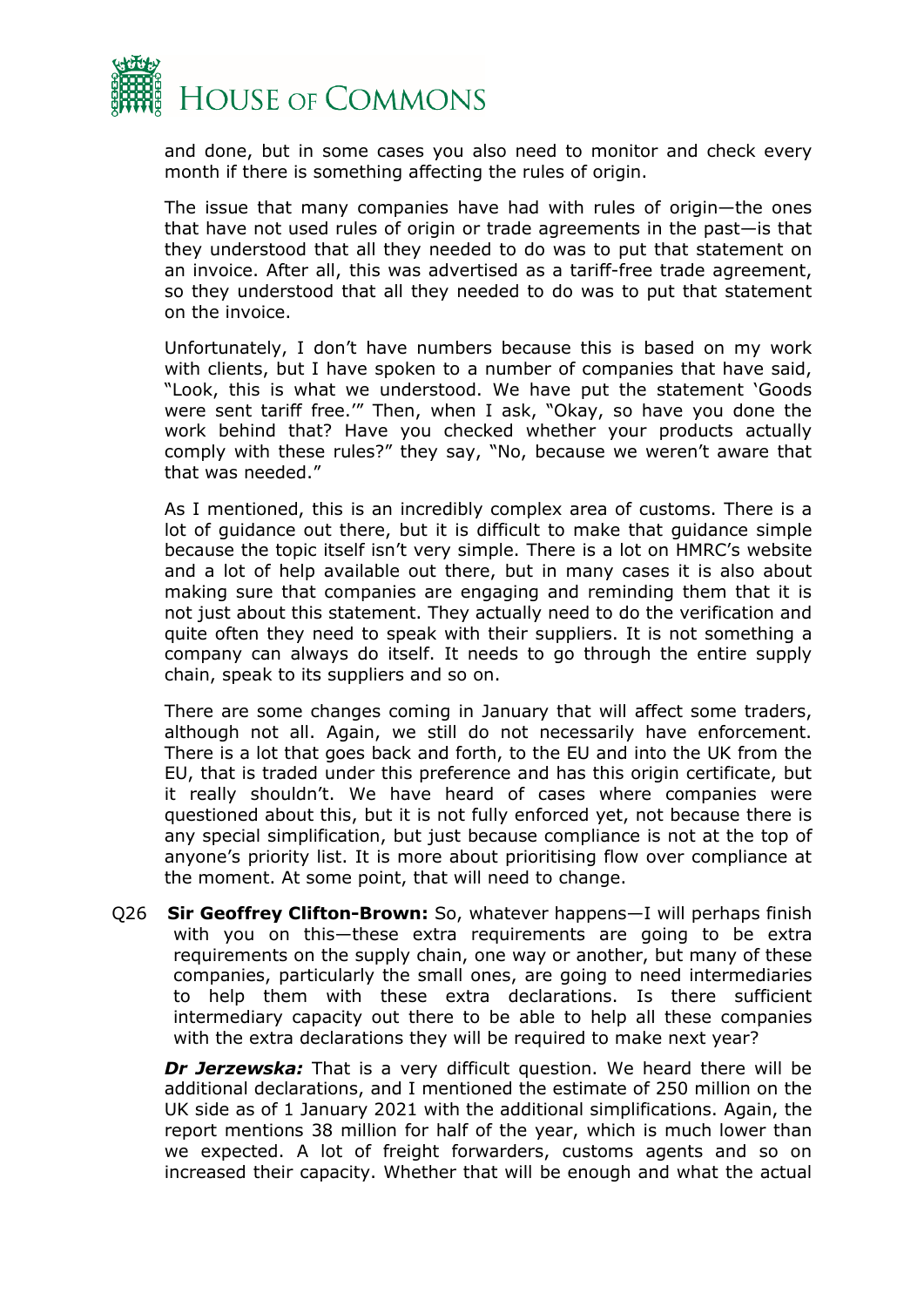and done, but in some cases you also need to monitor and check every month if there is something affecting the rules of origin.

The issue that many companies have had with rules of origin—the ones that have not used rules of origin or trade agreements in the past—is that they understood that all they needed to do was to put that statement on an invoice. After all, this was advertised as a tariff-free trade agreement, so they understood that all they needed to do was to put that statement on the invoice.

Unfortunately, I don't have numbers because this is based on my work with clients, but I have spoken to a number of companies that have said, "Look, this is what we understood. We have put the statement 'Goods were sent tariff free.'" Then, when I ask, "Okay, so have you done the work behind that? Have you checked whether your products actually comply with these rules?" they say, "No, because we weren't aware that that was needed."

As I mentioned, this is an incredibly complex area of customs. There is a lot of guidance out there, but it is difficult to make that guidance simple because the topic itself isn't very simple. There is a lot on HMRC's website and a lot of help available out there, but in many cases it is also about making sure that companies are engaging and reminding them that it is not just about this statement. They actually need to do the verification and quite often they need to speak with their suppliers. It is not something a company can always do itself. It needs to go through the entire supply chain, speak to its suppliers and so on.

There are some changes coming in January that will affect some traders, although not all. Again, we still do not necessarily have enforcement. There is a lot that goes back and forth, to the EU and into the UK from the EU, that is traded under this preference and has this origin certificate, but it really shouldn't. We have heard of cases where companies were questioned about this, but it is not fully enforced yet, not because there is any special simplification, but just because compliance is not at the top of anyone's priority list. It is more about prioritising flow over compliance at the moment. At some point, that will need to change.

Q26 **Sir Geoffrey Clifton-Brown:** So, whatever happens—I will perhaps finish with you on this—these extra requirements are going to be extra requirements on the supply chain, one way or another, but many of these companies, particularly the small ones, are going to need intermediaries to help them with these extra declarations. Is there sufficient intermediary capacity out there to be able to help all these companies with the extra declarations they will be required to make next year?

***Dr Jerzewska:*** That is a very difficult question. We heard there will be additional declarations, and I mentioned the estimate of 250 million on the UK side as of 1 January 2021 with the additional simplifications. Again, the report mentions 38 million for half of the year, which is much lower than we expected. A lot of freight forwarders, customs agents and so on increased their capacity. Whether that will be enough and what the actual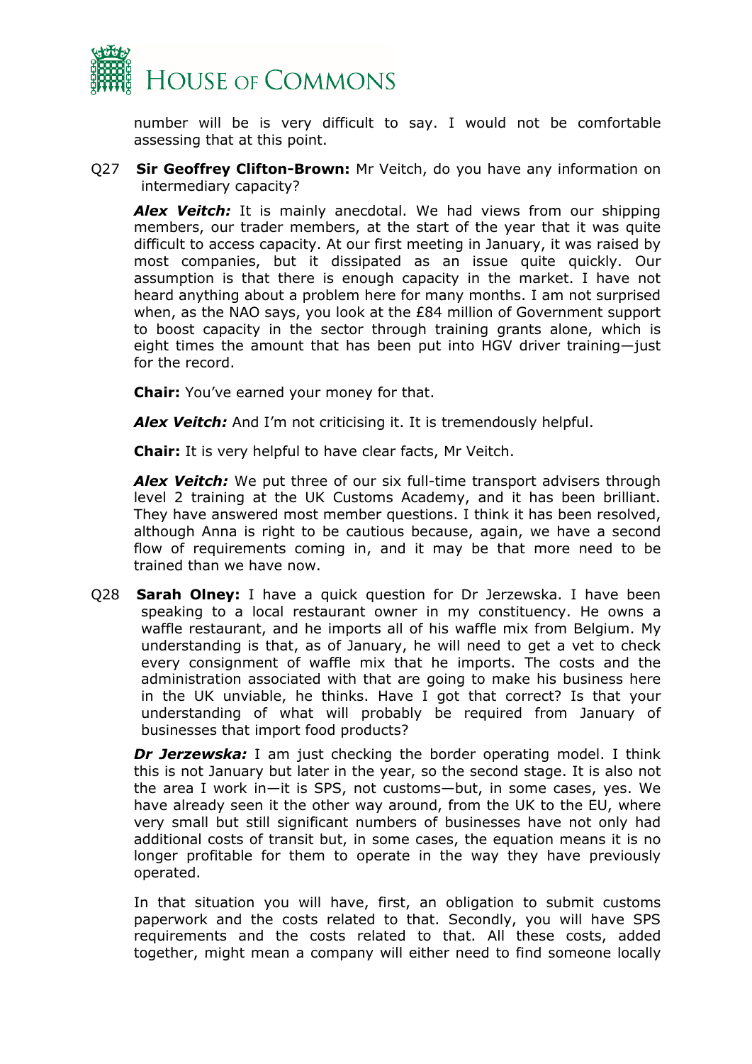number will be is very difficult to say. I would not be comfortable assessing that at this point.

Q27 **Sir Geoffrey Clifton-Brown:** Mr Veitch, do you have any information on intermediary capacity?

***Alex Veitch:*** It is mainly anecdotal. We had views from our shipping members, our trader members, at the start of the year that it was quite difficult to access capacity. At our first meeting in January, it was raised by most companies, but it dissipated as an issue quite quickly. Our assumption is that there is enough capacity in the market. I have not heard anything about a problem here for many months. I am not surprised when, as the NAO says, you look at the £84 million of Government support to boost capacity in the sector through training grants alone, which is eight times the amount that has been put into HGV driver training—just for the record.

**Chair:** You've earned your money for that.

***Alex Veitch:*** And I'm not criticising it. It is tremendously helpful.

**Chair:** It is very helpful to have clear facts, Mr Veitch.

***Alex Veitch:*** We put three of our six full-time transport advisers through level 2 training at the UK Customs Academy, and it has been brilliant. They have answered most member questions. I think it has been resolved, although Anna is right to be cautious because, again, we have a second flow of requirements coming in, and it may be that more need to be trained than we have now.

Q28 **Sarah Olney:** I have a quick question for Dr Jerzewska. I have been speaking to a local restaurant owner in my constituency. He owns a waffle restaurant, and he imports all of his waffle mix from Belgium. My understanding is that, as of January, he will need to get a vet to check every consignment of waffle mix that he imports. The costs and the administration associated with that are going to make his business here in the UK unviable, he thinks. Have I got that correct? Is that your understanding of what will probably be required from January of businesses that import food products?

***Dr Jerzewska:*** I am just checking the border operating model. I think this is not January but later in the year, so the second stage. It is also not the area I work in—it is SPS, not customs—but, in some cases, yes. We have already seen it the other way around, from the UK to the EU, where very small but still significant numbers of businesses have not only had additional costs of transit but, in some cases, the equation means it is no longer profitable for them to operate in the way they have previously operated.

In that situation you will have, first, an obligation to submit customs paperwork and the costs related to that. Secondly, you will have SPS requirements and the costs related to that. All these costs, added together, might mean a company will either need to find someone locally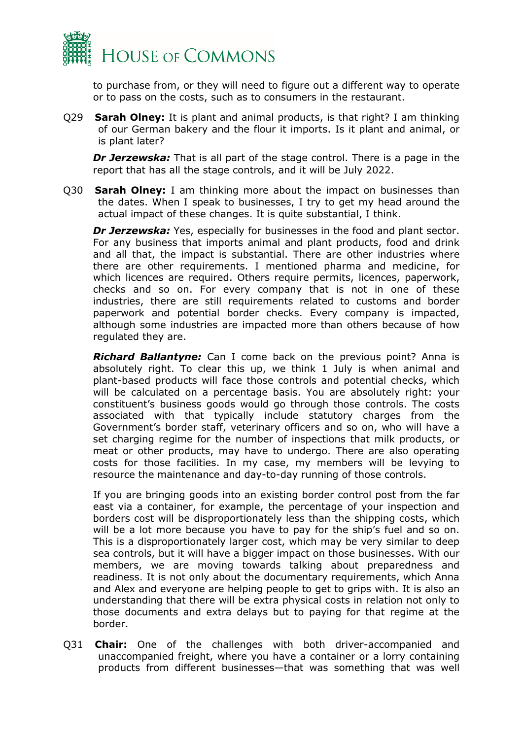to purchase from, or they will need to figure out a different way to operate or to pass on the costs, such as to consumers in the restaurant.

Q29 **Sarah Olney:** It is plant and animal products, is that right? I am thinking of our German bakery and the flour it imports. Is it plant and animal, or is plant later?

***Dr Jerzewska:*** That is all part of the stage control. There is a page in the report that has all the stage controls, and it will be July 2022.

Q30 **Sarah Olney:** I am thinking more about the impact on businesses than the dates. When I speak to businesses, I try to get my head around the actual impact of these changes. It is quite substantial, I think.

***Dr Jerzewska:*** Yes, especially for businesses in the food and plant sector. For any business that imports animal and plant products, food and drink and all that, the impact is substantial. There are other industries where there are other requirements. I mentioned pharma and medicine, for which licences are required. Others require permits, licences, paperwork, checks and so on. For every company that is not in one of these industries, there are still requirements related to customs and border paperwork and potential border checks. Every company is impacted, although some industries are impacted more than others because of how regulated they are.

***Richard Ballantyne:*** Can I come back on the previous point? Anna is absolutely right. To clear this up, we think 1 July is when animal and plant-based products will face those controls and potential checks, which will be calculated on a percentage basis. You are absolutely right: your constituent's business goods would go through those controls. The costs associated with that typically include statutory charges from the Government's border staff, veterinary officers and so on, who will have a set charging regime for the number of inspections that milk products, or meat or other products, may have to undergo. There are also operating costs for those facilities. In my case, my members will be levying to resource the maintenance and day-to-day running of those controls.

If you are bringing goods into an existing border control post from the far east via a container, for example, the percentage of your inspection and borders cost will be disproportionately less than the shipping costs, which will be a lot more because you have to pay for the ship's fuel and so on. This is a disproportionately larger cost, which may be very similar to deep sea controls, but it will have a bigger impact on those businesses. With our members, we are moving towards talking about preparedness and readiness. It is not only about the documentary requirements, which Anna and Alex and everyone are helping people to get to grips with. It is also an understanding that there will be extra physical costs in relation not only to those documents and extra delays but to paying for that regime at the border.

Q31 **Chair:** One of the challenges with both driver-accompanied and unaccompanied freight, where you have a container or a lorry containing products from different businesses—that was something that was well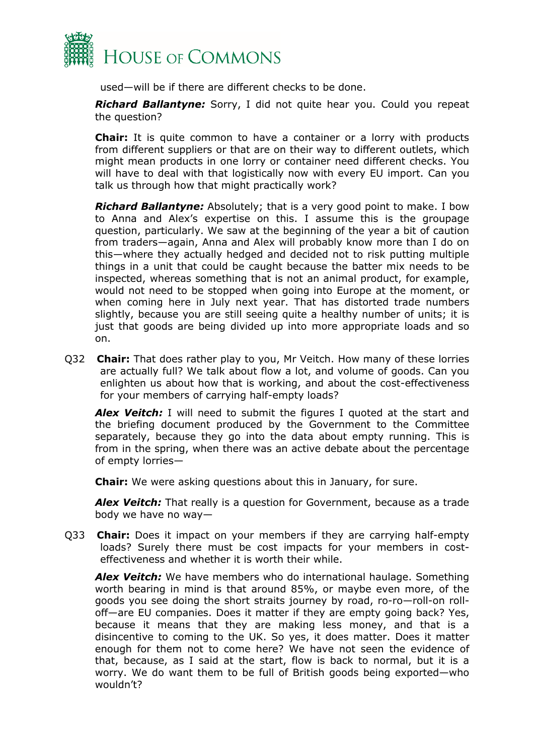used—will be if there are different checks to be done.

***Richard Ballantyne:*** Sorry, I did not quite hear you. Could you repeat the question?

**Chair:** It is quite common to have a container or a lorry with products from different suppliers or that are on their way to different outlets, which might mean products in one lorry or container need different checks. You will have to deal with that logistically now with every EU import. Can you talk us through how that might practically work?

***Richard Ballantyne:*** Absolutely; that is a very good point to make. I bow to Anna and Alex's expertise on this. I assume this is the groupage question, particularly. We saw at the beginning of the year a bit of caution from traders—again, Anna and Alex will probably know more than I do on this—where they actually hedged and decided not to risk putting multiple things in a unit that could be caught because the batter mix needs to be inspected, whereas something that is not an animal product, for example, would not need to be stopped when going into Europe at the moment, or when coming here in July next year. That has distorted trade numbers slightly, because you are still seeing quite a healthy number of units; it is just that goods are being divided up into more appropriate loads and so on.

Q32 **Chair:** That does rather play to you, Mr Veitch. How many of these lorries are actually full? We talk about flow a lot, and volume of goods. Can you enlighten us about how that is working, and about the cost-effectiveness for your members of carrying half-empty loads?

***Alex Veitch:*** I will need to submit the figures I quoted at the start and the briefing document produced by the Government to the Committee separately, because they go into the data about empty running. This is from in the spring, when there was an active debate about the percentage of empty lorries—

**Chair:** We were asking questions about this in January, for sure.

***Alex Veitch:*** That really is a question for Government, because as a trade body we have no way—

Q33 **Chair:** Does it impact on your members if they are carrying half-empty loads? Surely there must be cost impacts for your members in cost-effectiveness and whether it is worth their while.

***Alex Veitch:*** We have members who do international haulage. Something worth bearing in mind is that around 85%, or maybe even more, of the goods you see doing the short straits journey by road, ro-ro—roll-on roll-off—are EU companies. Does it matter if they are empty going back? Yes, because it means that they are making less money, and that is a disincentive to coming to the UK. So yes, it does matter. Does it matter enough for them not to come here? We have not seen the evidence of that, because, as I said at the start, flow is back to normal, but it is a worry. We do want them to be full of British goods being exported—who wouldn't?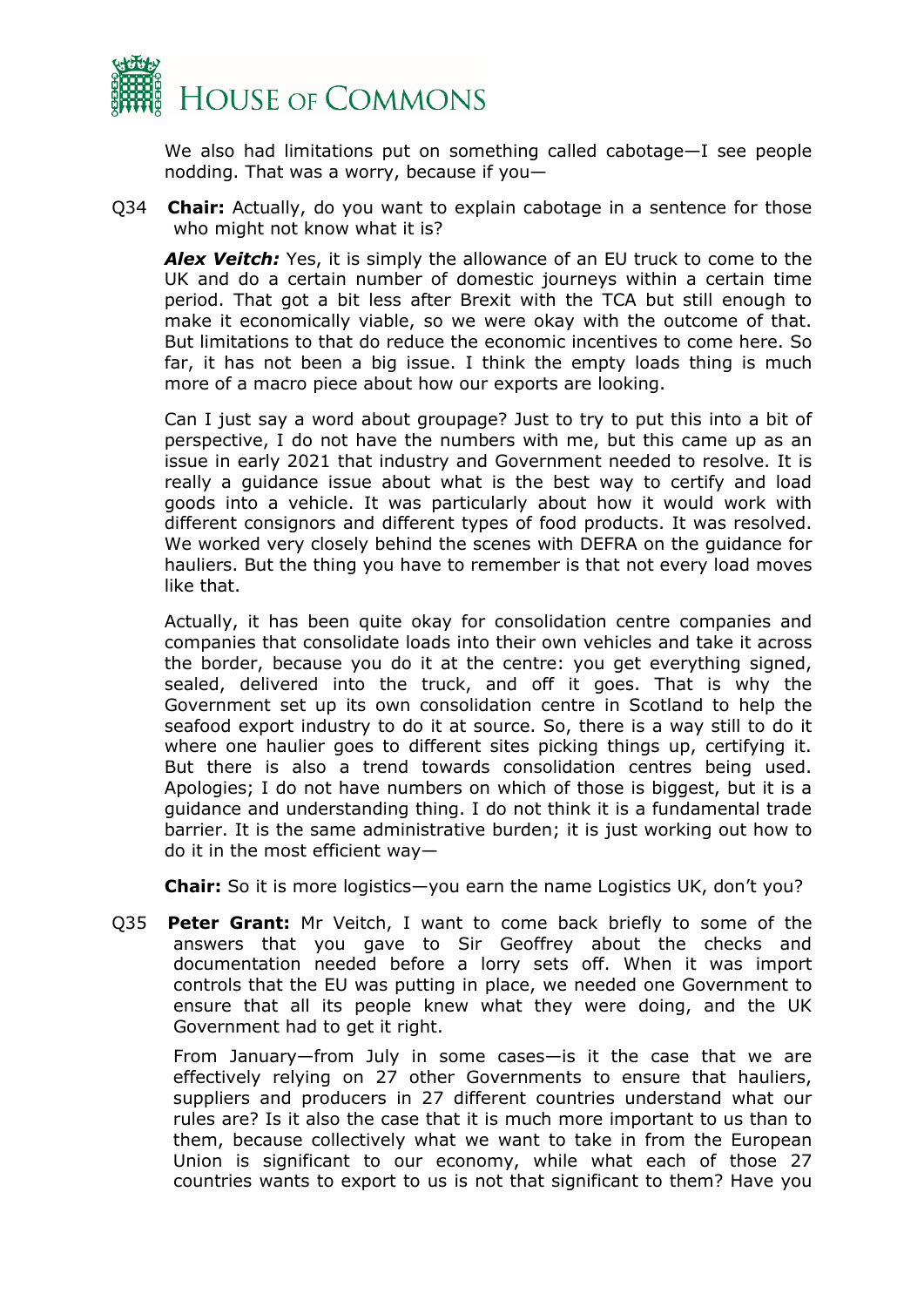We also had limitations put on something called cabotage—I see people nodding. That was a worry, because if you—

Q34 **Chair:** Actually, do you want to explain cabotage in a sentence for those who might not know what it is?

***Alex Veitch:*** Yes, it is simply the allowance of an EU truck to come to the UK and do a certain number of domestic journeys within a certain time period. That got a bit less after Brexit with the TCA but still enough to make it economically viable, so we were okay with the outcome of that. But limitations to that do reduce the economic incentives to come here. So far, it has not been a big issue. I think the empty loads thing is much more of a macro piece about how our exports are looking.

Can I just say a word about groupage? Just to try to put this into a bit of perspective, I do not have the numbers with me, but this came up as an issue in early 2021 that industry and Government needed to resolve. It is really a guidance issue about what is the best way to certify and load goods into a vehicle. It was particularly about how it would work with different consignors and different types of food products. It was resolved. We worked very closely behind the scenes with DEFRA on the guidance for hauliers. But the thing you have to remember is that not every load moves like that.

Actually, it has been quite okay for consolidation centre companies and companies that consolidate loads into their own vehicles and take it across the border, because you do it at the centre: you get everything signed, sealed, delivered into the truck, and off it goes. That is why the Government set up its own consolidation centre in Scotland to help the seafood export industry to do it at source. So, there is a way still to do it where one haulier goes to different sites picking things up, certifying it. But there is also a trend towards consolidation centres being used. Apologies; I do not have numbers on which of those is biggest, but it is a guidance and understanding thing. I do not think it is a fundamental trade barrier. It is the same administrative burden; it is just working out how to do it in the most efficient way—

**Chair:** So it is more logistics—you earn the name Logistics UK, don't you?

Q35 **Peter Grant:** Mr Veitch, I want to come back briefly to some of the answers that you gave to Sir Geoffrey about the checks and documentation needed before a lorry sets off. When it was import controls that the EU was putting in place, we needed one Government to ensure that all its people knew what they were doing, and the UK Government had to get it right.

From January—from July in some cases—is it the case that we are effectively relying on 27 other Governments to ensure that hauliers, suppliers and producers in 27 different countries understand what our rules are? Is it also the case that it is much more important to us than to them, because collectively what we want to take in from the European Union is significant to our economy, while what each of those 27 countries wants to export to us is not that significant to them? Have you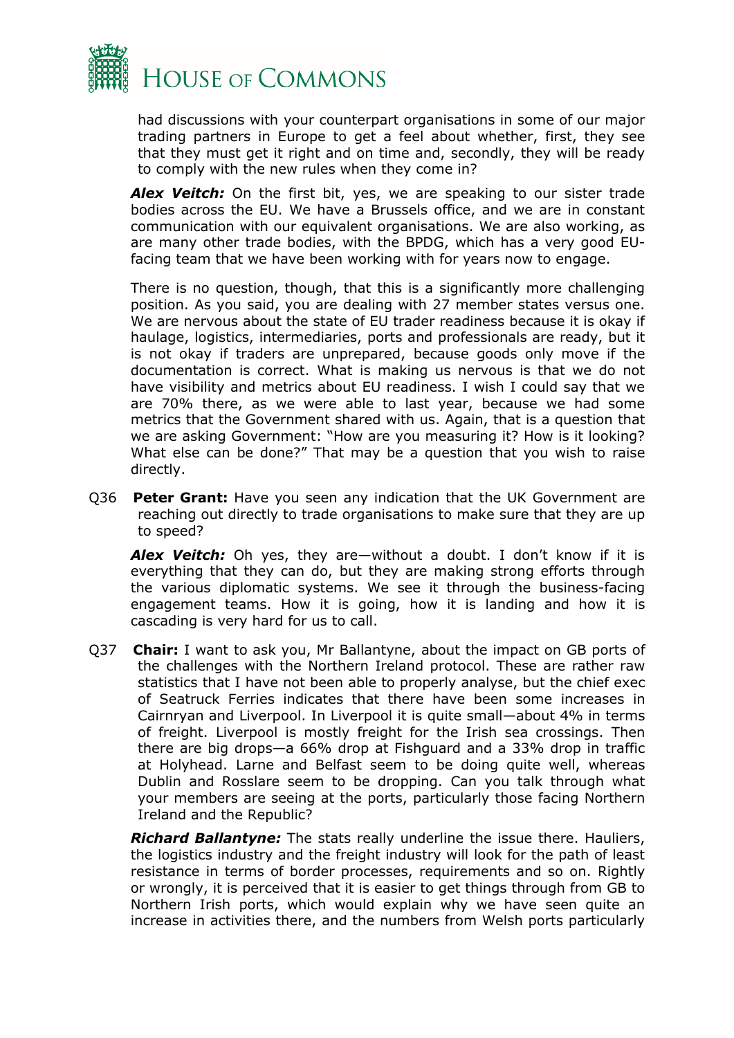had discussions with your counterpart organisations in some of our major trading partners in Europe to get a feel about whether, first, they see that they must get it right and on time and, secondly, they will be ready to comply with the new rules when they come in?

***Alex Veitch:*** On the first bit, yes, we are speaking to our sister trade bodies across the EU. We have a Brussels office, and we are in constant communication with our equivalent organisations. We are also working, as are many other trade bodies, with the BPDG, which has a very good EU-facing team that we have been working with for years now to engage.

There is no question, though, that this is a significantly more challenging position. As you said, you are dealing with 27 member states versus one. We are nervous about the state of EU trader readiness because it is okay if haulage, logistics, intermediaries, ports and professionals are ready, but it is not okay if traders are unprepared, because goods only move if the documentation is correct. What is making us nervous is that we do not have visibility and metrics about EU readiness. I wish I could say that we are 70% there, as we were able to last year, because we had some metrics that the Government shared with us. Again, that is a question that we are asking Government: "How are you measuring it? How is it looking? What else can be done?" That may be a question that you wish to raise directly.

Q36 **Peter Grant:** Have you seen any indication that the UK Government are reaching out directly to trade organisations to make sure that they are up to speed?

***Alex Veitch:*** Oh yes, they are—without a doubt. I don't know if it is everything that they can do, but they are making strong efforts through the various diplomatic systems. We see it through the business-facing engagement teams. How it is going, how it is landing and how it is cascading is very hard for us to call.

Q37 **Chair:** I want to ask you, Mr Ballantyne, about the impact on GB ports of the challenges with the Northern Ireland protocol. These are rather raw statistics that I have not been able to properly analyse, but the chief exec of Seatruck Ferries indicates that there have been some increases in Cairnryan and Liverpool. In Liverpool it is quite small—about 4% in terms of freight. Liverpool is mostly freight for the Irish sea crossings. Then there are big drops—a 66% drop at Fishguard and a 33% drop in traffic at Holyhead. Larne and Belfast seem to be doing quite well, whereas Dublin and Rosslare seem to be dropping. Can you talk through what your members are seeing at the ports, particularly those facing Northern Ireland and the Republic?

***Richard Ballantyne:*** The stats really underline the issue there. Hauliers, the logistics industry and the freight industry will look for the path of least resistance in terms of border processes, requirements and so on. Rightly or wrongly, it is perceived that it is easier to get things through from GB to Northern Irish ports, which would explain why we have seen quite an increase in activities there, and the numbers from Welsh ports particularly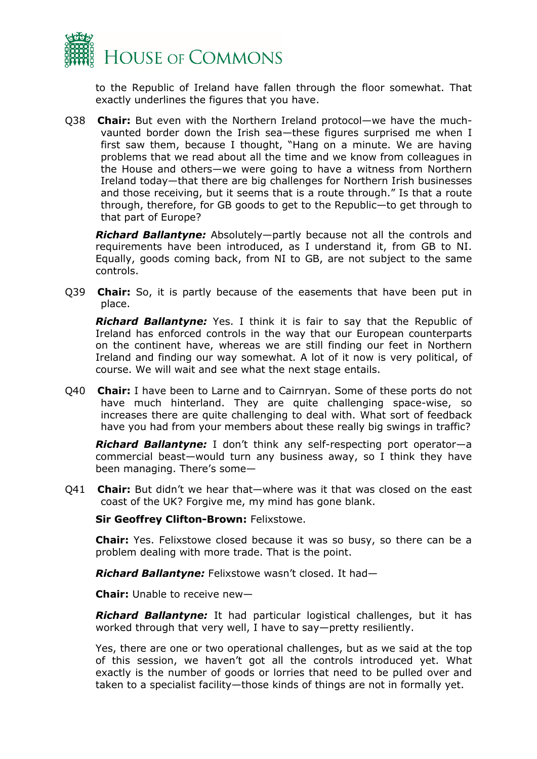to the Republic of Ireland have fallen through the floor somewhat. That exactly underlines the figures that you have.

Q38 **Chair:** But even with the Northern Ireland protocol—we have the much-vaunted border down the Irish sea—these figures surprised me when I first saw them, because I thought, "Hang on a minute. We are having problems that we read about all the time and we know from colleagues in the House and others—we were going to have a witness from Northern Ireland today—that there are big challenges for Northern Irish businesses and those receiving, but it seems that is a route through." Is that a route through, therefore, for GB goods to get to the Republic—to get through to that part of Europe?

***Richard Ballantyne:*** Absolutely—partly because not all the controls and requirements have been introduced, as I understand it, from GB to NI. Equally, goods coming back, from NI to GB, are not subject to the same controls.

Q39 **Chair:** So, it is partly because of the easements that have been put in place.

***Richard Ballantyne:*** Yes. I think it is fair to say that the Republic of Ireland has enforced controls in the way that our European counterparts on the continent have, whereas we are still finding our feet in Northern Ireland and finding our way somewhat. A lot of it now is very political, of course. We will wait and see what the next stage entails.

Q40 **Chair:** I have been to Larne and to Cairnryan. Some of these ports do not have much hinterland. They are quite challenging space-wise, so increases there are quite challenging to deal with. What sort of feedback have you had from your members about these really big swings in traffic?

***Richard Ballantyne:*** I don't think any self-respecting port operator—a commercial beast—would turn any business away, so I think they have been managing. There's some—

Q41 **Chair:** But didn't we hear that—where was it that was closed on the east coast of the UK? Forgive me, my mind has gone blank.

**Sir Geoffrey Clifton-Brown:** Felixstowe.

**Chair:** Yes. Felixstowe closed because it was so busy, so there can be a problem dealing with more trade. That is the point.

***Richard Ballantyne:*** Felixstowe wasn't closed. It had—

**Chair:** Unable to receive new—

***Richard Ballantyne:*** It had particular logistical challenges, but it has worked through that very well, I have to say—pretty resiliently.

Yes, there are one or two operational challenges, but as we said at the top of this session, we haven't got all the controls introduced yet. What exactly is the number of goods or lorries that need to be pulled over and taken to a specialist facility—those kinds of things are not in formally yet.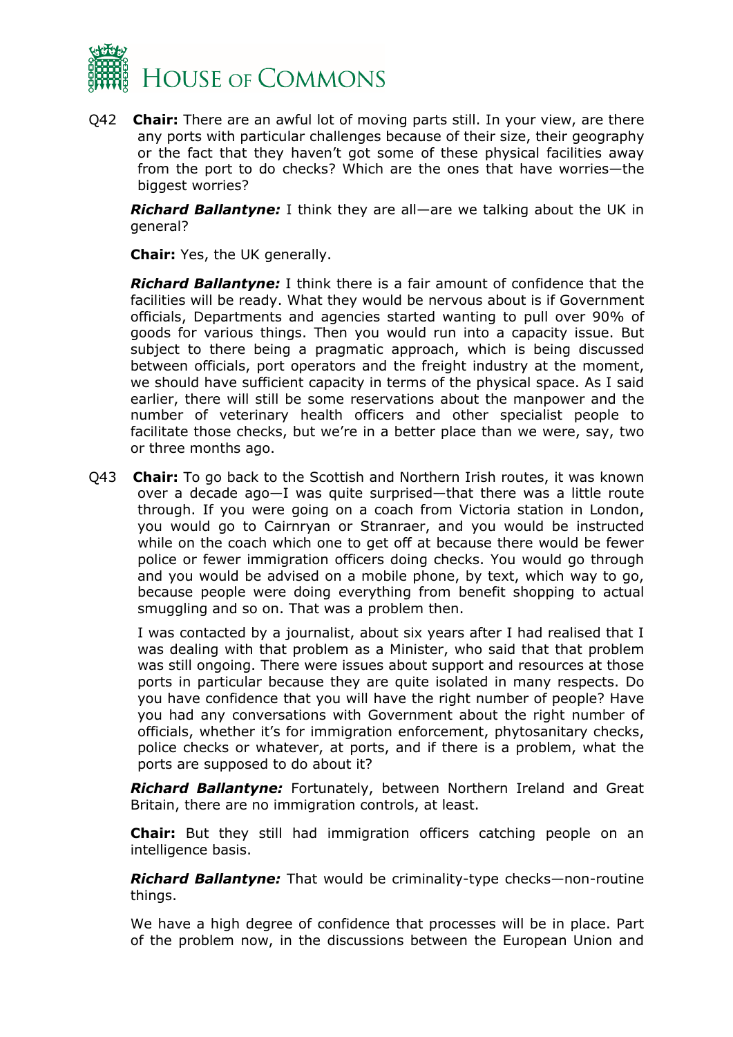Q42 **Chair:** There are an awful lot of moving parts still. In your view, are there any ports with particular challenges because of their size, their geography or the fact that they haven't got some of these physical facilities away from the port to do checks? Which are the ones that have worries—the biggest worries?

***Richard Ballantyne:*** I think they are all—are we talking about the UK in general?

**Chair:** Yes, the UK generally.

***Richard Ballantyne:*** I think there is a fair amount of confidence that the facilities will be ready. What they would be nervous about is if Government officials, Departments and agencies started wanting to pull over 90% of goods for various things. Then you would run into a capacity issue. But subject to there being a pragmatic approach, which is being discussed between officials, port operators and the freight industry at the moment, we should have sufficient capacity in terms of the physical space. As I said earlier, there will still be some reservations about the manpower and the number of veterinary health officers and other specialist people to facilitate those checks, but we're in a better place than we were, say, two or three months ago.

Q43 **Chair:** To go back to the Scottish and Northern Irish routes, it was known over a decade ago—I was quite surprised—that there was a little route through. If you were going on a coach from Victoria station in London, you would go to Cairnryan or Stranraer, and you would be instructed while on the coach which one to get off at because there would be fewer police or fewer immigration officers doing checks. You would go through and you would be advised on a mobile phone, by text, which way to go, because people were doing everything from benefit shopping to actual smuggling and so on. That was a problem then.

I was contacted by a journalist, about six years after I had realised that I was dealing with that problem as a Minister, who said that that problem was still ongoing. There were issues about support and resources at those ports in particular because they are quite isolated in many respects. Do you have confidence that you will have the right number of people? Have you had any conversations with Government about the right number of officials, whether it's for immigration enforcement, phytosanitary checks, police checks or whatever, at ports, and if there is a problem, what the ports are supposed to do about it?

***Richard Ballantyne:*** Fortunately, between Northern Ireland and Great Britain, there are no immigration controls, at least.

**Chair:** But they still had immigration officers catching people on an intelligence basis.

***Richard Ballantyne:*** That would be criminality-type checks—non-routine things.

We have a high degree of confidence that processes will be in place. Part of the problem now, in the discussions between the European Union and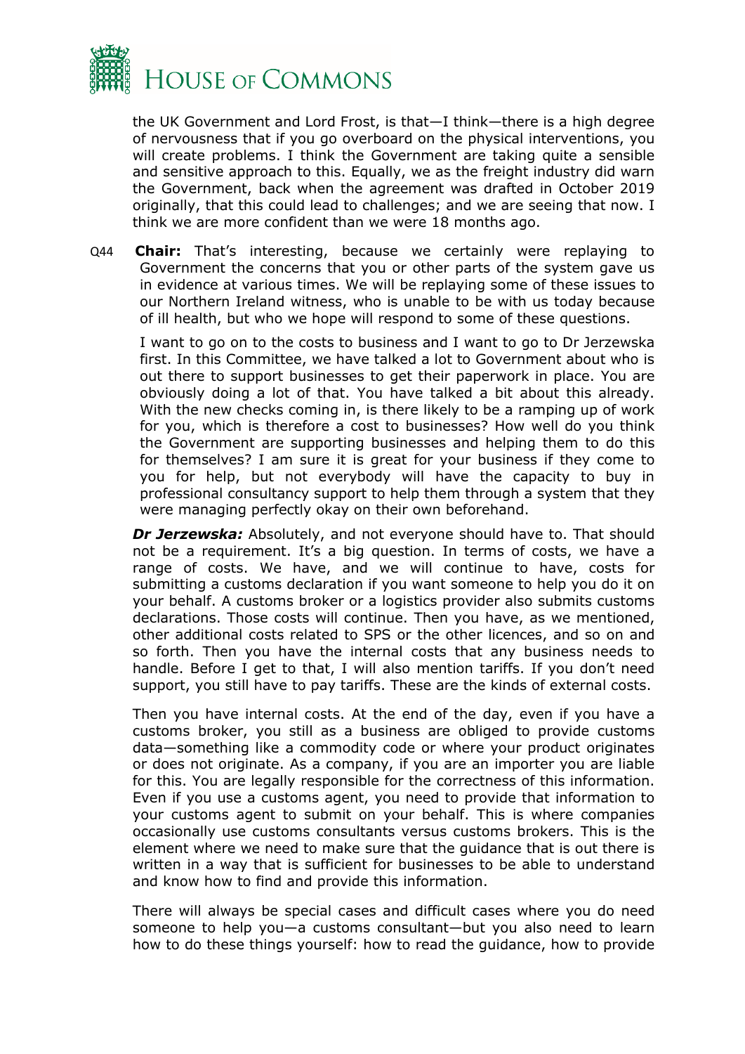the UK Government and Lord Frost, is that—I think—there is a high degree of nervousness that if you go overboard on the physical interventions, you will create problems. I think the Government are taking quite a sensible and sensitive approach to this. Equally, we as the freight industry did warn the Government, back when the agreement was drafted in October 2019 originally, that this could lead to challenges; and we are seeing that now. I think we are more confident than we were 18 months ago.

Q44 **Chair:** That's interesting, because we certainly were replaying to Government the concerns that you or other parts of the system gave us in evidence at various times. We will be replaying some of these issues to our Northern Ireland witness, who is unable to be with us today because of ill health, but who we hope will respond to some of these questions.

I want to go on to the costs to business and I want to go to Dr Jerzewska first. In this Committee, we have talked a lot to Government about who is out there to support businesses to get their paperwork in place. You are obviously doing a lot of that. You have talked a bit about this already. With the new checks coming in, is there likely to be a ramping up of work for you, which is therefore a cost to businesses? How well do you think the Government are supporting businesses and helping them to do this for themselves? I am sure it is great for your business if they come to you for help, but not everybody will have the capacity to buy in professional consultancy support to help them through a system that they were managing perfectly okay on their own beforehand.

***Dr Jerzewska:*** Absolutely, and not everyone should have to. That should not be a requirement. It's a big question. In terms of costs, we have a range of costs. We have, and we will continue to have, costs for submitting a customs declaration if you want someone to help you do it on your behalf. A customs broker or a logistics provider also submits customs declarations. Those costs will continue. Then you have, as we mentioned, other additional costs related to SPS or the other licences, and so on and so forth. Then you have the internal costs that any business needs to handle. Before I get to that, I will also mention tariffs. If you don't need support, you still have to pay tariffs. These are the kinds of external costs.

Then you have internal costs. At the end of the day, even if you have a customs broker, you still as a business are obliged to provide customs data—something like a commodity code or where your product originates or does not originate. As a company, if you are an importer you are liable for this. You are legally responsible for the correctness of this information. Even if you use a customs agent, you need to provide that information to your customs agent to submit on your behalf. This is where companies occasionally use customs consultants versus customs brokers. This is the element where we need to make sure that the guidance that is out there is written in a way that is sufficient for businesses to be able to understand and know how to find and provide this information.

There will always be special cases and difficult cases where you do need someone to help you—a customs consultant—but you also need to learn how to do these things yourself: how to read the guidance, how to provide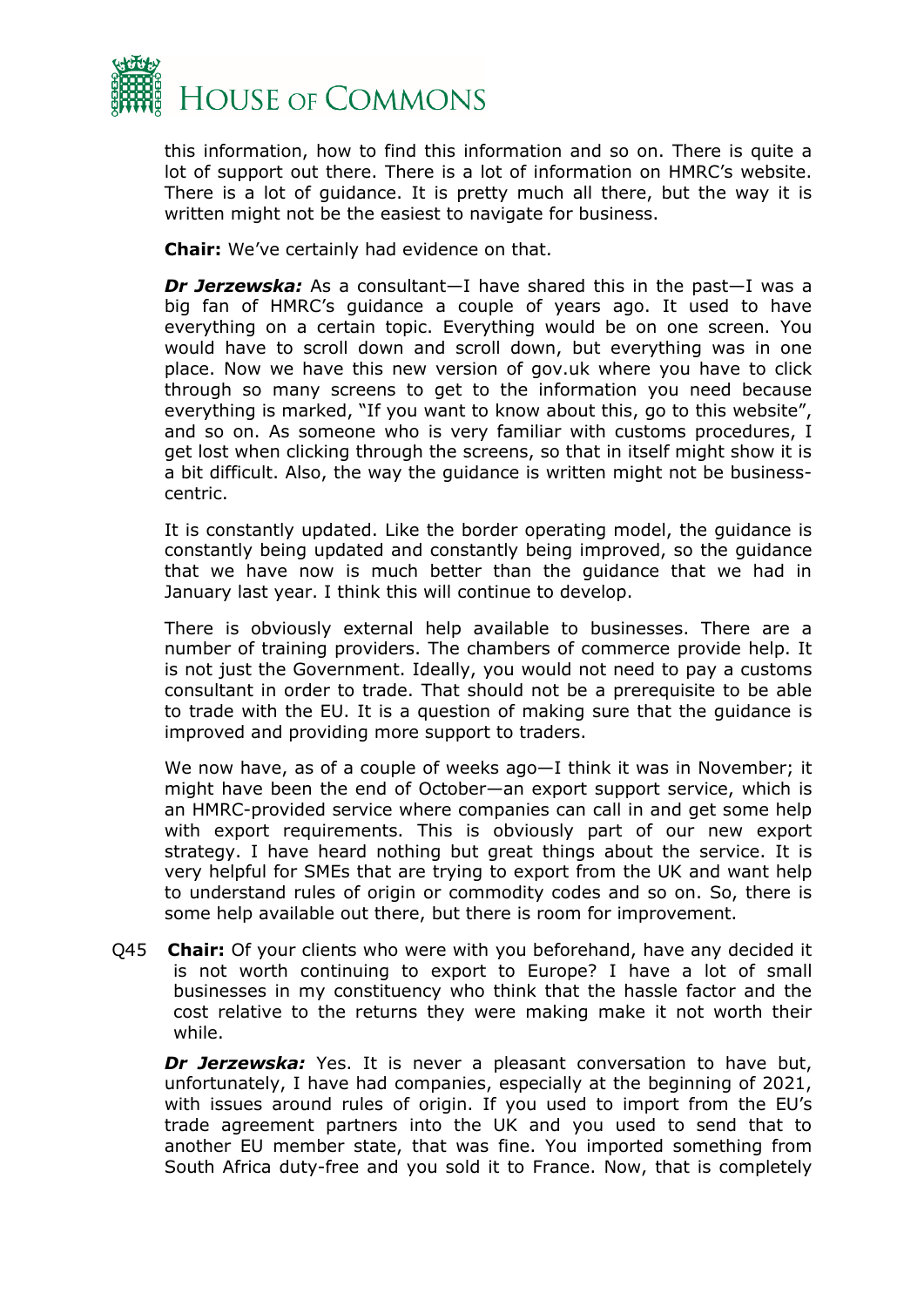this information, how to find this information and so on. There is quite a lot of support out there. There is a lot of information on HMRC's website. There is a lot of guidance. It is pretty much all there, but the way it is written might not be the easiest to navigate for business.

**Chair:** We've certainly had evidence on that.

***Dr Jerzewska:*** As a consultant—I have shared this in the past—I was a big fan of HMRC's guidance a couple of years ago. It used to have everything on a certain topic. Everything would be on one screen. You would have to scroll down and scroll down, but everything was in one place. Now we have this new version of gov.uk where you have to click through so many screens to get to the information you need because everything is marked, "If you want to know about this, go to this website", and so on. As someone who is very familiar with customs procedures, I get lost when clicking through the screens, so that in itself might show it is a bit difficult. Also, the way the guidance is written might not be business-centric.

It is constantly updated. Like the border operating model, the guidance is constantly being updated and constantly being improved, so the guidance that we have now is much better than the guidance that we had in January last year. I think this will continue to develop.

There is obviously external help available to businesses. There are a number of training providers. The chambers of commerce provide help. It is not just the Government. Ideally, you would not need to pay a customs consultant in order to trade. That should not be a prerequisite to be able to trade with the EU. It is a question of making sure that the guidance is improved and providing more support to traders.

We now have, as of a couple of weeks ago—I think it was in November; it might have been the end of October—an export support service, which is an HMRC-provided service where companies can call in and get some help with export requirements. This is obviously part of our new export strategy. I have heard nothing but great things about the service. It is very helpful for SMEs that are trying to export from the UK and want help to understand rules of origin or commodity codes and so on. So, there is some help available out there, but there is room for improvement.

Q45 **Chair:** Of your clients who were with you beforehand, have any decided it is not worth continuing to export to Europe? I have a lot of small businesses in my constituency who think that the hassle factor and the cost relative to the returns they were making make it not worth their while.

***Dr Jerzewska:*** Yes. It is never a pleasant conversation to have but, unfortunately, I have had companies, especially at the beginning of 2021, with issues around rules of origin. If you used to import from the EU's trade agreement partners into the UK and you used to send that to another EU member state, that was fine. You imported something from South Africa duty-free and you sold it to France. Now, that is completely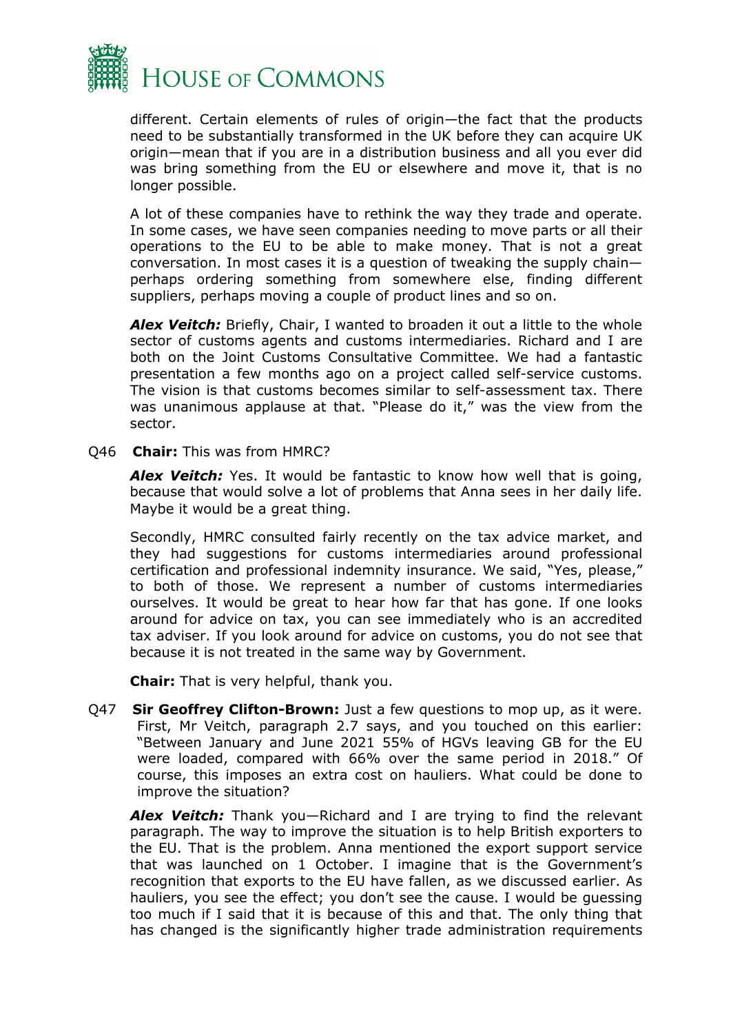different. Certain elements of rules of origin—the fact that the products need to be substantially transformed in the UK before they can acquire UK origin—mean that if you are in a distribution business and all you ever did was bring something from the EU or elsewhere and move it, that is no longer possible.

A lot of these companies have to rethink the way they trade and operate. In some cases, we have seen companies needing to move parts or all their operations to the EU to be able to make money. That is not a great conversation. In most cases it is a question of tweaking the supply chain—perhaps ordering something from somewhere else, finding different suppliers, perhaps moving a couple of product lines and so on.

***Alex Veitch:*** Briefly, Chair, I wanted to broaden it out a little to the whole sector of customs agents and customs intermediaries. Richard and I are both on the Joint Customs Consultative Committee. We had a fantastic presentation a few months ago on a project called self-service customs. The vision is that customs becomes similar to self-assessment tax. There was unanimous applause at that. "Please do it," was the view from the sector.

Q46 **Chair:** This was from HMRC?

***Alex Veitch:*** Yes. It would be fantastic to know how well that is going, because that would solve a lot of problems that Anna sees in her daily life. Maybe it would be a great thing.

Secondly, HMRC consulted fairly recently on the tax advice market, and they had suggestions for customs intermediaries around professional certification and professional indemnity insurance. We said, "Yes, please," to both of those. We represent a number of customs intermediaries ourselves. It would be great to hear how far that has gone. If one looks around for advice on tax, you can see immediately who is an accredited tax adviser. If you look around for advice on customs, you do not see that because it is not treated in the same way by Government.

**Chair:** That is very helpful, thank you.

Q47 **Sir Geoffrey Clifton-Brown:** Just a few questions to mop up, as it were. First, Mr Veitch, paragraph 2.7 says, and you touched on this earlier: "Between January and June 2021 55% of HGVs leaving GB for the EU were loaded, compared with 66% over the same period in 2018." Of course, this imposes an extra cost on hauliers. What could be done to improve the situation?

***Alex Veitch:*** Thank you—Richard and I are trying to find the relevant paragraph. The way to improve the situation is to help British exporters to the EU. That is the problem. Anna mentioned the export support service that was launched on 1 October. I imagine that is the Government's recognition that exports to the EU have fallen, as we discussed earlier. As hauliers, you see the effect; you don't see the cause. I would be guessing too much if I said that it is because of this and that. The only thing that has changed is the significantly higher trade administration requirements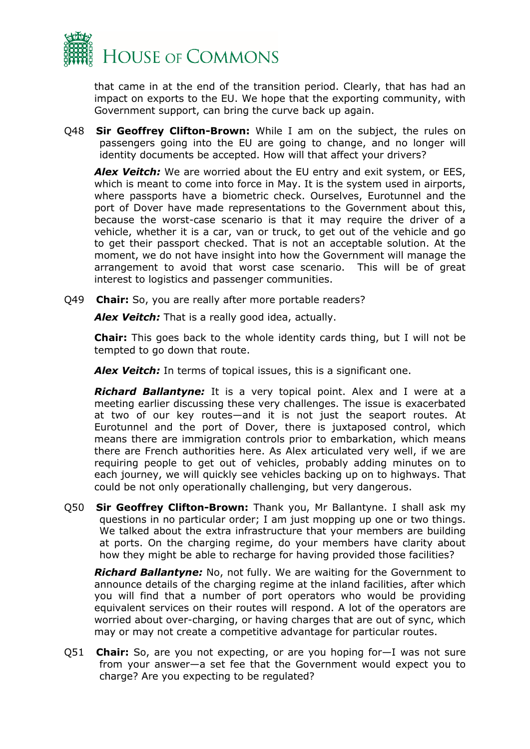that came in at the end of the transition period. Clearly, that has had an impact on exports to the EU. We hope that the exporting community, with Government support, can bring the curve back up again.

Q48 **Sir Geoffrey Clifton-Brown:** While I am on the subject, the rules on passengers going into the EU are going to change, and no longer will identity documents be accepted. How will that affect your drivers?

***Alex Veitch:*** We are worried about the EU entry and exit system, or EES, which is meant to come into force in May. It is the system used in airports, where passports have a biometric check. Ourselves, Eurotunnel and the port of Dover have made representations to the Government about this, because the worst-case scenario is that it may require the driver of a vehicle, whether it is a car, van or truck, to get out of the vehicle and go to get their passport checked. That is not an acceptable solution. At the moment, we do not have insight into how the Government will manage the arrangement to avoid that worst case scenario. This will be of great interest to logistics and passenger communities.

Q49 **Chair:** So, you are really after more portable readers?

***Alex Veitch:*** That is a really good idea, actually.

**Chair:** This goes back to the whole identity cards thing, but I will not be tempted to go down that route.

***Alex Veitch:*** In terms of topical issues, this is a significant one.

***Richard Ballantyne:*** It is a very topical point. Alex and I were at a meeting earlier discussing these very challenges. The issue is exacerbated at two of our key routes—and it is not just the seaport routes. At Eurotunnel and the port of Dover, there is juxtaposed control, which means there are immigration controls prior to embarkation, which means there are French authorities here. As Alex articulated very well, if we are requiring people to get out of vehicles, probably adding minutes on to each journey, we will quickly see vehicles backing up on to highways. That could be not only operationally challenging, but very dangerous.

Q50 **Sir Geoffrey Clifton-Brown:** Thank you, Mr Ballantyne. I shall ask my questions in no particular order; I am just mopping up one or two things. We talked about the extra infrastructure that your members are building at ports. On the charging regime, do your members have clarity about how they might be able to recharge for having provided those facilities?

***Richard Ballantyne:*** No, not fully. We are waiting for the Government to announce details of the charging regime at the inland facilities, after which you will find that a number of port operators who would be providing equivalent services on their routes will respond. A lot of the operators are worried about over-charging, or having charges that are out of sync, which may or may not create a competitive advantage for particular routes.

Q51 **Chair:** So, are you not expecting, or are you hoping for—I was not sure from your answer—a set fee that the Government would expect you to charge? Are you expecting to be regulated?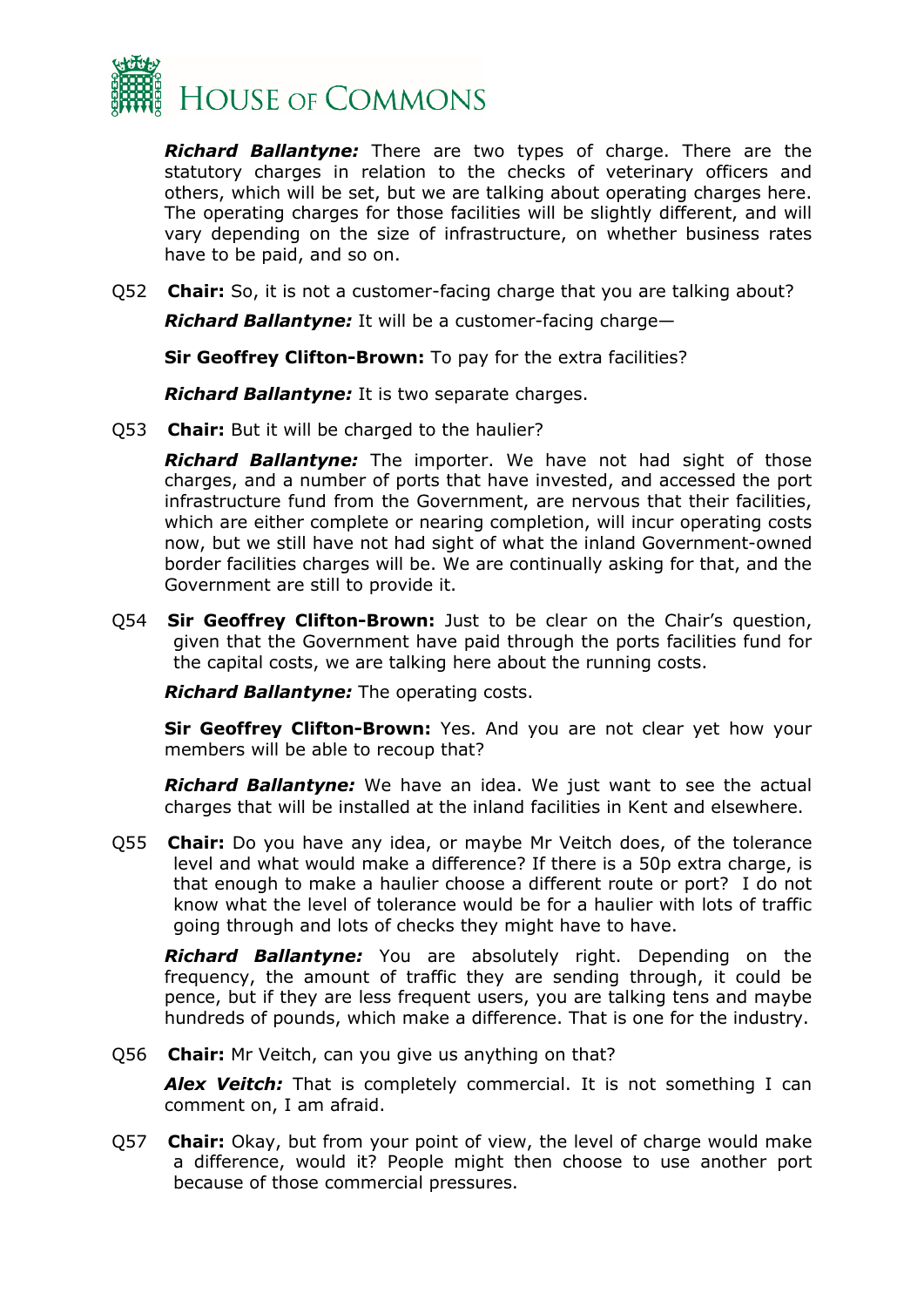***Richard Ballantyne:*** There are two types of charge. There are the statutory charges in relation to the checks of veterinary officers and others, which will be set, but we are talking about operating charges here. The operating charges for those facilities will be slightly different, and will vary depending on the size of infrastructure, on whether business rates have to be paid, and so on.

Q52 **Chair:** So, it is not a customer-facing charge that you are talking about?

***Richard Ballantyne:*** It will be a customer-facing charge—

**Sir Geoffrey Clifton-Brown:** To pay for the extra facilities?

***Richard Ballantyne:*** It is two separate charges.

Q53 **Chair:** But it will be charged to the haulier?

***Richard Ballantyne:*** The importer. We have not had sight of those charges, and a number of ports that have invested, and accessed the port infrastructure fund from the Government, are nervous that their facilities, which are either complete or nearing completion, will incur operating costs now, but we still have not had sight of what the inland Government-owned border facilities charges will be. We are continually asking for that, and the Government are still to provide it.

Q54 **Sir Geoffrey Clifton-Brown:** Just to be clear on the Chair's question, given that the Government have paid through the ports facilities fund for the capital costs, we are talking here about the running costs.

***Richard Ballantyne:*** The operating costs.

**Sir Geoffrey Clifton-Brown:** Yes. And you are not clear yet how your members will be able to recoup that?

***Richard Ballantyne:*** We have an idea. We just want to see the actual charges that will be installed at the inland facilities in Kent and elsewhere.

Q55 **Chair:** Do you have any idea, or maybe Mr Veitch does, of the tolerance level and what would make a difference? If there is a 50p extra charge, is that enough to make a haulier choose a different route or port? I do not know what the level of tolerance would be for a haulier with lots of traffic going through and lots of checks they might have to have.

***Richard Ballantyne:*** You are absolutely right. Depending on the frequency, the amount of traffic they are sending through, it could be pence, but if they are less frequent users, you are talking tens and maybe hundreds of pounds, which make a difference. That is one for the industry.

Q56 **Chair:** Mr Veitch, can you give us anything on that?

***Alex Veitch:*** That is completely commercial. It is not something I can comment on, I am afraid.

Q57 **Chair:** Okay, but from your point of view, the level of charge would make a difference, would it? People might then choose to use another port because of those commercial pressures.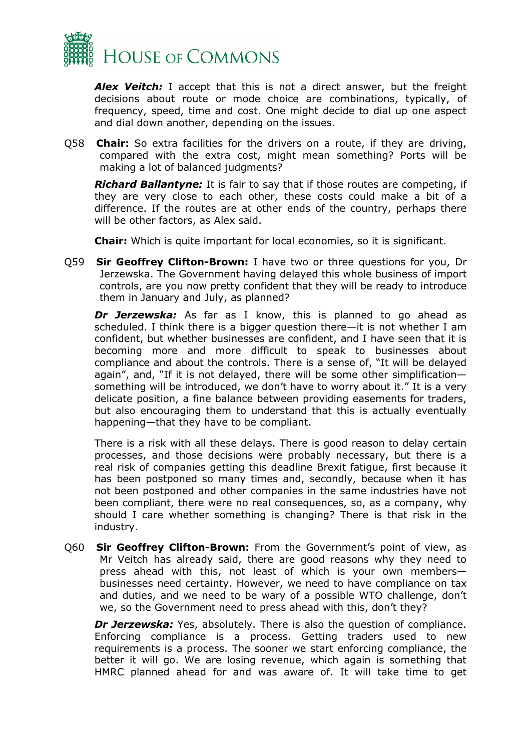***Alex Veitch:*** I accept that this is not a direct answer, but the freight decisions about route or mode choice are combinations, typically, of frequency, speed, time and cost. One might decide to dial up one aspect and dial down another, depending on the issues.

Q58 **Chair:** So extra facilities for the drivers on a route, if they are driving, compared with the extra cost, might mean something? Ports will be making a lot of balanced judgments?

***Richard Ballantyne:*** It is fair to say that if those routes are competing, if they are very close to each other, these costs could make a bit of a difference. If the routes are at other ends of the country, perhaps there will be other factors, as Alex said.

**Chair:** Which is quite important for local economies, so it is significant.

Q59 **Sir Geoffrey Clifton-Brown:** I have two or three questions for you, Dr Jerzewska. The Government having delayed this whole business of import controls, are you now pretty confident that they will be ready to introduce them in January and July, as planned?

***Dr Jerzewska:*** As far as I know, this is planned to go ahead as scheduled. I think there is a bigger question there—it is not whether I am confident, but whether businesses are confident, and I have seen that it is becoming more and more difficult to speak to businesses about compliance and about the controls. There is a sense of, "It will be delayed again", and, "If it is not delayed, there will be some other simplification—something will be introduced, we don't have to worry about it." It is a very delicate position, a fine balance between providing easements for traders, but also encouraging them to understand that this is actually eventually happening—that they have to be compliant.

There is a risk with all these delays. There is good reason to delay certain processes, and those decisions were probably necessary, but there is a real risk of companies getting this deadline Brexit fatigue, first because it has been postponed so many times and, secondly, because when it has not been postponed and other companies in the same industries have not been compliant, there were no real consequences, so, as a company, why should I care whether something is changing? There is that risk in the industry.

Q60 **Sir Geoffrey Clifton-Brown:** From the Government's point of view, as Mr Veitch has already said, there are good reasons why they need to press ahead with this, not least of which is your own members—businesses need certainty. However, we need to have compliance on tax and duties, and we need to be wary of a possible WTO challenge, don't we, so the Government need to press ahead with this, don't they?

***Dr Jerzewska:*** Yes, absolutely. There is also the question of compliance. Enforcing compliance is a process. Getting traders used to new requirements is a process. The sooner we start enforcing compliance, the better it will go. We are losing revenue, which again is something that HMRC planned ahead for and was aware of. It will take time to get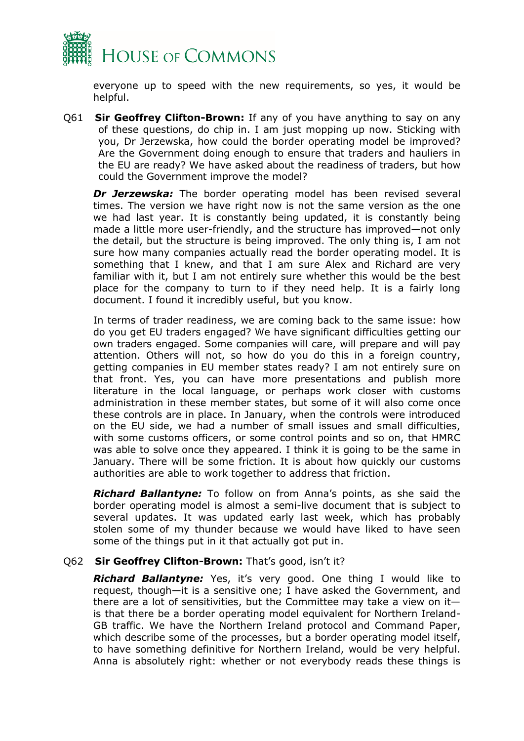everyone up to speed with the new requirements, so yes, it would be helpful.

Q61 **Sir Geoffrey Clifton-Brown:** If any of you have anything to say on any of these questions, do chip in. I am just mopping up now. Sticking with you, Dr Jerzewska, how could the border operating model be improved? Are the Government doing enough to ensure that traders and hauliers in the EU are ready? We have asked about the readiness of traders, but how could the Government improve the model?

***Dr Jerzewska:*** The border operating model has been revised several times. The version we have right now is not the same version as the one we had last year. It is constantly being updated, it is constantly being made a little more user-friendly, and the structure has improved—not only the detail, but the structure is being improved. The only thing is, I am not sure how many companies actually read the border operating model. It is something that I knew, and that I am sure Alex and Richard are very familiar with it, but I am not entirely sure whether this would be the best place for the company to turn to if they need help. It is a fairly long document. I found it incredibly useful, but you know.

In terms of trader readiness, we are coming back to the same issue: how do you get EU traders engaged? We have significant difficulties getting our own traders engaged. Some companies will care, will prepare and will pay attention. Others will not, so how do you do this in a foreign country, getting companies in EU member states ready? I am not entirely sure on that front. Yes, you can have more presentations and publish more literature in the local language, or perhaps work closer with customs administration in these member states, but some of it will also come once these controls are in place. In January, when the controls were introduced on the EU side, we had a number of small issues and small difficulties, with some customs officers, or some control points and so on, that HMRC was able to solve once they appeared. I think it is going to be the same in January. There will be some friction. It is about how quickly our customs authorities are able to work together to address that friction.

***Richard Ballantyne:*** To follow on from Anna's points, as she said the border operating model is almost a semi-live document that is subject to several updates. It was updated early last week, which has probably stolen some of my thunder because we would have liked to have seen some of the things put in it that actually got put in.

Q62 **Sir Geoffrey Clifton-Brown:** That's good, isn't it?

***Richard Ballantyne:*** Yes, it's very good. One thing I would like to request, though—it is a sensitive one; I have asked the Government, and there are a lot of sensitivities, but the Committee may take a view on it—is that there be a border operating model equivalent for Northern Ireland-GB traffic. We have the Northern Ireland protocol and Command Paper, which describe some of the processes, but a border operating model itself, to have something definitive for Northern Ireland, would be very helpful. Anna is absolutely right: whether or not everybody reads these things is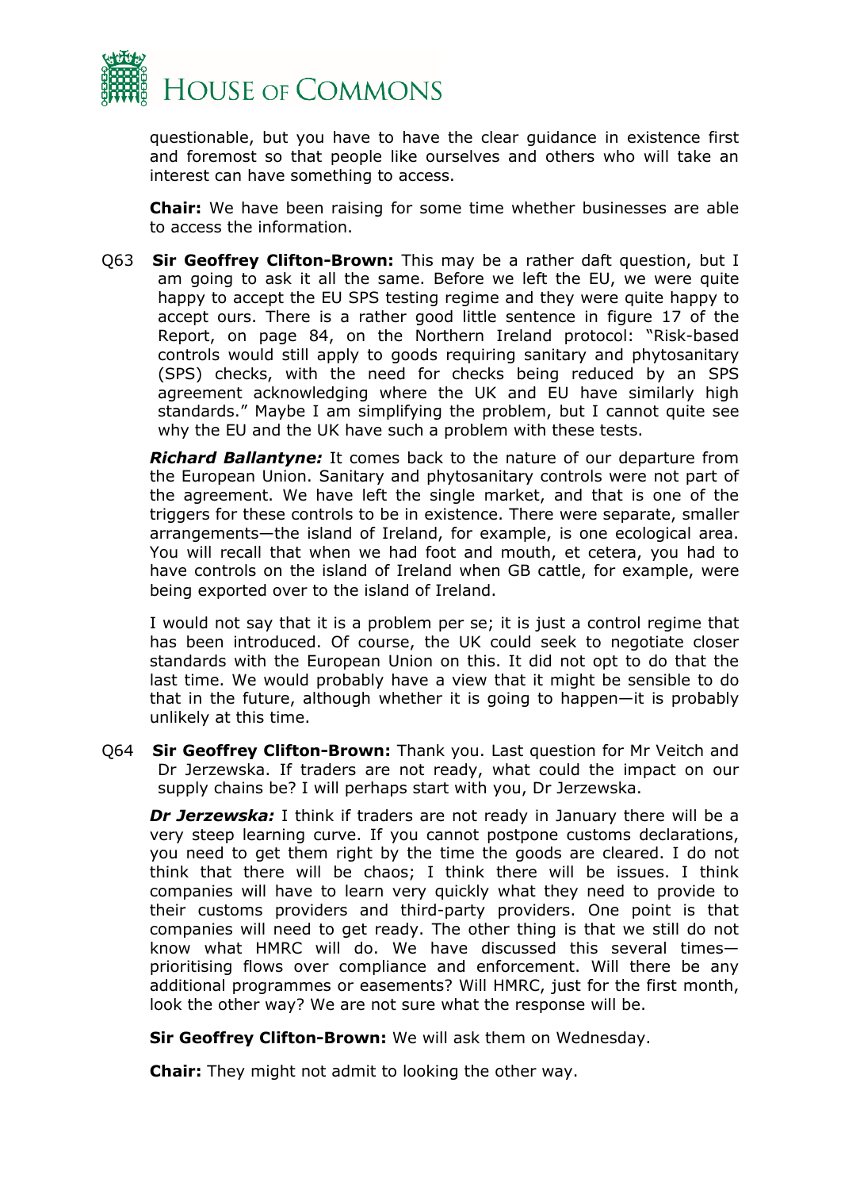questionable, but you have to have the clear guidance in existence first and foremost so that people like ourselves and others who will take an interest can have something to access.

**Chair:** We have been raising for some time whether businesses are able to access the information.

Q63 **Sir Geoffrey Clifton-Brown:** This may be a rather daft question, but I am going to ask it all the same. Before we left the EU, we were quite happy to accept the EU SPS testing regime and they were quite happy to accept ours. There is a rather good little sentence in figure 17 of the Report, on page 84, on the Northern Ireland protocol: "Risk-based controls would still apply to goods requiring sanitary and phytosanitary (SPS) checks, with the need for checks being reduced by an SPS agreement acknowledging where the UK and EU have similarly high standards." Maybe I am simplifying the problem, but I cannot quite see why the EU and the UK have such a problem with these tests.

***Richard Ballantyne:*** It comes back to the nature of our departure from the European Union. Sanitary and phytosanitary controls were not part of the agreement. We have left the single market, and that is one of the triggers for these controls to be in existence. There were separate, smaller arrangements—the island of Ireland, for example, is one ecological area. You will recall that when we had foot and mouth, et cetera, you had to have controls on the island of Ireland when GB cattle, for example, were being exported over to the island of Ireland.

I would not say that it is a problem per se; it is just a control regime that has been introduced. Of course, the UK could seek to negotiate closer standards with the European Union on this. It did not opt to do that the last time. We would probably have a view that it might be sensible to do that in the future, although whether it is going to happen—it is probably unlikely at this time.

Q64 **Sir Geoffrey Clifton-Brown:** Thank you. Last question for Mr Veitch and Dr Jerzewska. If traders are not ready, what could the impact on our supply chains be? I will perhaps start with you, Dr Jerzewska.

***Dr Jerzewska:*** I think if traders are not ready in January there will be a very steep learning curve. If you cannot postpone customs declarations, you need to get them right by the time the goods are cleared. I do not think that there will be chaos; I think there will be issues. I think companies will have to learn very quickly what they need to provide to their customs providers and third-party providers. One point is that companies will need to get ready. The other thing is that we still do not know what HMRC will do. We have discussed this several times—prioritising flows over compliance and enforcement. Will there be any additional programmes or easements? Will HMRC, just for the first month, look the other way? We are not sure what the response will be.

**Sir Geoffrey Clifton-Brown:** We will ask them on Wednesday.

**Chair:** They might not admit to looking the other way.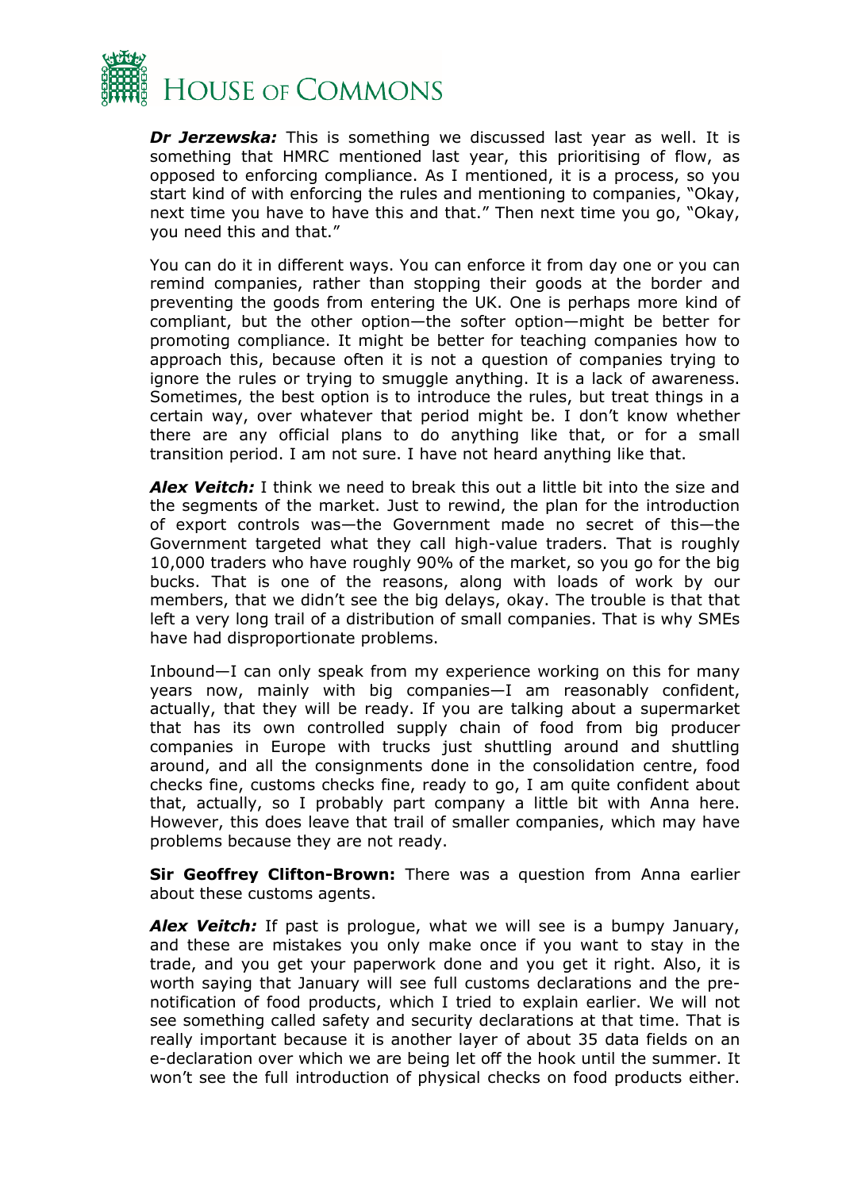***Dr Jerzewska:*** This is something we discussed last year as well. It is something that HMRC mentioned last year, this prioritising of flow, as opposed to enforcing compliance. As I mentioned, it is a process, so you start kind of with enforcing the rules and mentioning to companies, "Okay, next time you have to have this and that." Then next time you go, "Okay, you need this and that."

You can do it in different ways. You can enforce it from day one or you can remind companies, rather than stopping their goods at the border and preventing the goods from entering the UK. One is perhaps more kind of compliant, but the other option—the softer option—might be better for promoting compliance. It might be better for teaching companies how to approach this, because often it is not a question of companies trying to ignore the rules or trying to smuggle anything. It is a lack of awareness. Sometimes, the best option is to introduce the rules, but treat things in a certain way, over whatever that period might be. I don't know whether there are any official plans to do anything like that, or for a small transition period. I am not sure. I have not heard anything like that.

***Alex Veitch:*** I think we need to break this out a little bit into the size and the segments of the market. Just to rewind, the plan for the introduction of export controls was—the Government made no secret of this—the Government targeted what they call high-value traders. That is roughly 10,000 traders who have roughly 90% of the market, so you go for the big bucks. That is one of the reasons, along with loads of work by our members, that we didn't see the big delays, okay. The trouble is that that left a very long trail of a distribution of small companies. That is why SMEs have had disproportionate problems.

Inbound—I can only speak from my experience working on this for many years now, mainly with big companies—I am reasonably confident, actually, that they will be ready. If you are talking about a supermarket that has its own controlled supply chain of food from big producer companies in Europe with trucks just shuttling around and shuttling around, and all the consignments done in the consolidation centre, food checks fine, customs checks fine, ready to go, I am quite confident about that, actually, so I probably part company a little bit with Anna here. However, this does leave that trail of smaller companies, which may have problems because they are not ready.

**Sir Geoffrey Clifton-Brown:** There was a question from Anna earlier about these customs agents.

***Alex Veitch:*** If past is prologue, what we will see is a bumpy January, and these are mistakes you only make once if you want to stay in the trade, and you get your paperwork done and you get it right. Also, it is worth saying that January will see full customs declarations and the pre-notification of food products, which I tried to explain earlier. We will not see something called safety and security declarations at that time. That is really important because it is another layer of about 35 data fields on an e-declaration over which we are being let off the hook until the summer. It won't see the full introduction of physical checks on food products either.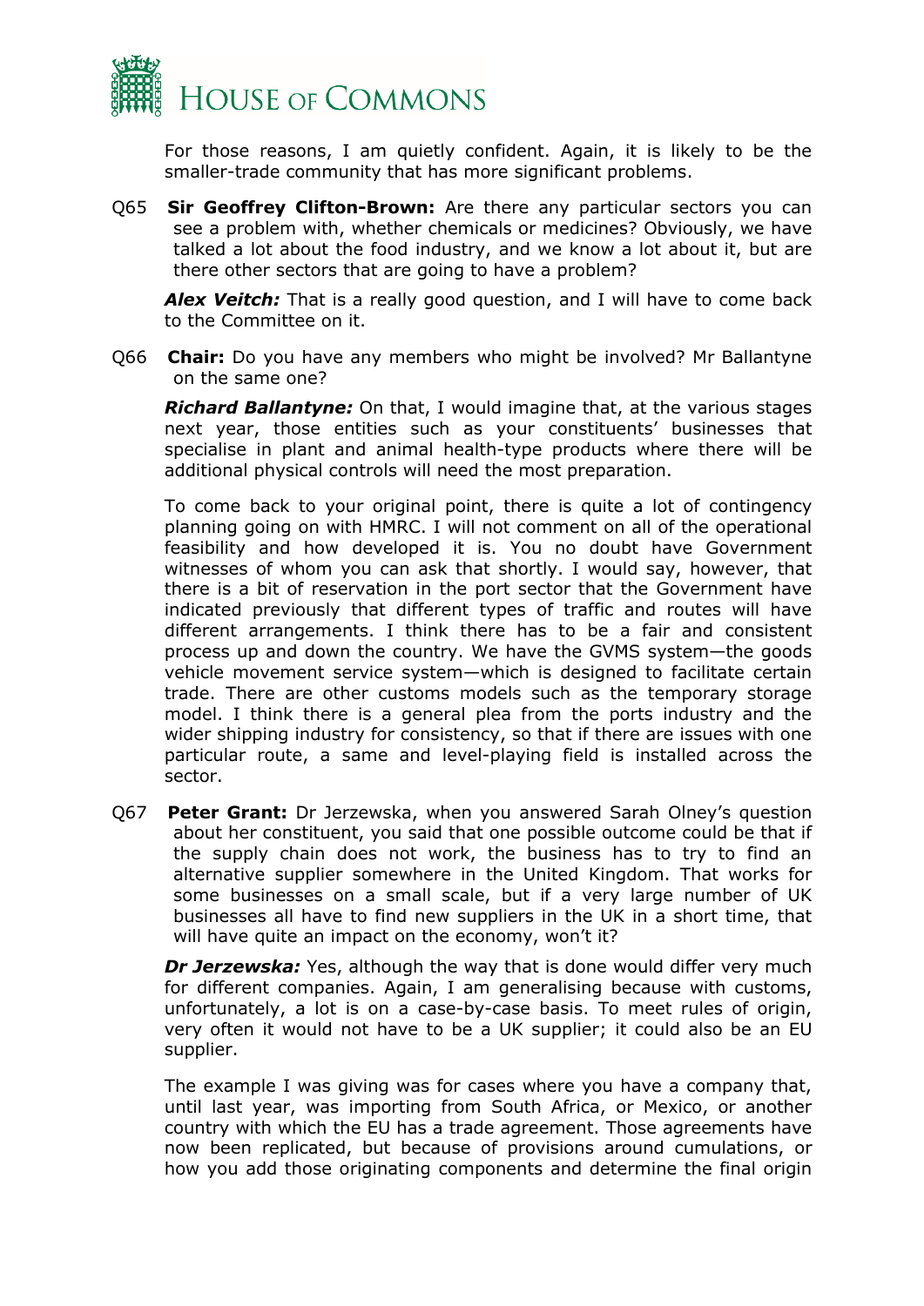For those reasons, I am quietly confident. Again, it is likely to be the smaller-trade community that has more significant problems.

Q65 **Sir Geoffrey Clifton-Brown:** Are there any particular sectors you can see a problem with, whether chemicals or medicines? Obviously, we have talked a lot about the food industry, and we know a lot about it, but are there other sectors that are going to have a problem?

***Alex Veitch:*** That is a really good question, and I will have to come back to the Committee on it.

Q66 **Chair:** Do you have any members who might be involved? Mr Ballantyne on the same one?

***Richard Ballantyne:*** On that, I would imagine that, at the various stages next year, those entities such as your constituents' businesses that specialise in plant and animal health-type products where there will be additional physical controls will need the most preparation.

To come back to your original point, there is quite a lot of contingency planning going on with HMRC. I will not comment on all of the operational feasibility and how developed it is. You no doubt have Government witnesses of whom you can ask that shortly. I would say, however, that there is a bit of reservation in the port sector that the Government have indicated previously that different types of traffic and routes will have different arrangements. I think there has to be a fair and consistent process up and down the country. We have the GVMS system—the goods vehicle movement service system—which is designed to facilitate certain trade. There are other customs models such as the temporary storage model. I think there is a general plea from the ports industry and the wider shipping industry for consistency, so that if there are issues with one particular route, a same and level-playing field is installed across the sector.

Q67 **Peter Grant:** Dr Jerzewska, when you answered Sarah Olney's question about her constituent, you said that one possible outcome could be that if the supply chain does not work, the business has to try to find an alternative supplier somewhere in the United Kingdom. That works for some businesses on a small scale, but if a very large number of UK businesses all have to find new suppliers in the UK in a short time, that will have quite an impact on the economy, won't it?

***Dr Jerzewska:*** Yes, although the way that is done would differ very much for different companies. Again, I am generalising because with customs, unfortunately, a lot is on a case-by-case basis. To meet rules of origin, very often it would not have to be a UK supplier; it could also be an EU supplier.

The example I was giving was for cases where you have a company that, until last year, was importing from South Africa, or Mexico, or another country with which the EU has a trade agreement. Those agreements have now been replicated, but because of provisions around cumulations, or how you add those originating components and determine the final origin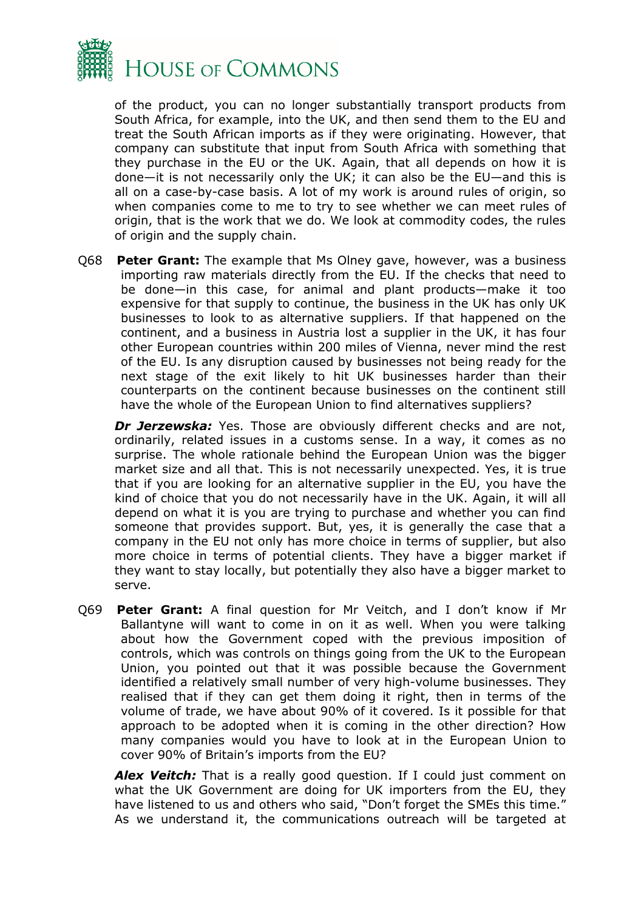of the product, you can no longer substantially transport products from South Africa, for example, into the UK, and then send them to the EU and treat the South African imports as if they were originating. However, that company can substitute that input from South Africa with something that they purchase in the EU or the UK. Again, that all depends on how it is done—it is not necessarily only the UK; it can also be the EU—and this is all on a case-by-case basis. A lot of my work is around rules of origin, so when companies come to me to try to see whether we can meet rules of origin, that is the work that we do. We look at commodity codes, the rules of origin and the supply chain.

Q68 **Peter Grant:** The example that Ms Olney gave, however, was a business importing raw materials directly from the EU. If the checks that need to be done—in this case, for animal and plant products—make it too expensive for that supply to continue, the business in the UK has only UK businesses to look to as alternative suppliers. If that happened on the continent, and a business in Austria lost a supplier in the UK, it has four other European countries within 200 miles of Vienna, never mind the rest of the EU. Is any disruption caused by businesses not being ready for the next stage of the exit likely to hit UK businesses harder than their counterparts on the continent because businesses on the continent still have the whole of the European Union to find alternatives suppliers?

***Dr Jerzewska:*** Yes. Those are obviously different checks and are not, ordinarily, related issues in a customs sense. In a way, it comes as no surprise. The whole rationale behind the European Union was the bigger market size and all that. This is not necessarily unexpected. Yes, it is true that if you are looking for an alternative supplier in the EU, you have the kind of choice that you do not necessarily have in the UK. Again, it will all depend on what it is you are trying to purchase and whether you can find someone that provides support. But, yes, it is generally the case that a company in the EU not only has more choice in terms of supplier, but also more choice in terms of potential clients. They have a bigger market if they want to stay locally, but potentially they also have a bigger market to serve.

Q69 **Peter Grant:** A final question for Mr Veitch, and I don't know if Mr Ballantyne will want to come in on it as well. When you were talking about how the Government coped with the previous imposition of controls, which was controls on things going from the UK to the European Union, you pointed out that it was possible because the Government identified a relatively small number of very high-volume businesses. They realised that if they can get them doing it right, then in terms of the volume of trade, we have about 90% of it covered. Is it possible for that approach to be adopted when it is coming in the other direction? How many companies would you have to look at in the European Union to cover 90% of Britain's imports from the EU?

***Alex Veitch:*** That is a really good question. If I could just comment on what the UK Government are doing for UK importers from the EU, they have listened to us and others who said, "Don't forget the SMEs this time." As we understand it, the communications outreach will be targeted at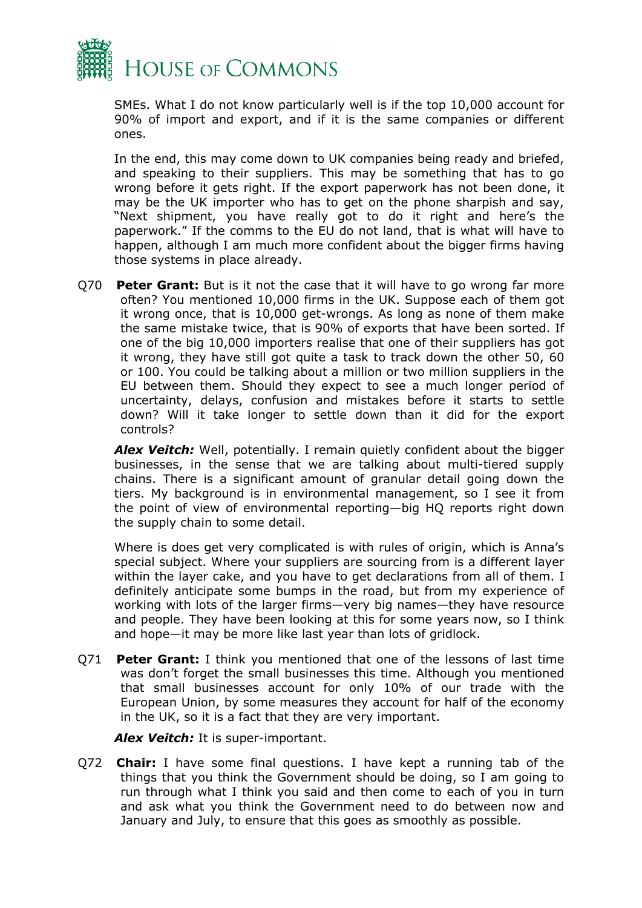SMEs. What I do not know particularly well is if the top 10,000 account for 90% of import and export, and if it is the same companies or different ones.

In the end, this may come down to UK companies being ready and briefed, and speaking to their suppliers. This may be something that has to go wrong before it gets right. If the export paperwork has not been done, it may be the UK importer who has to get on the phone sharpish and say, "Next shipment, you have really got to do it right and here's the paperwork." If the comms to the EU do not land, that is what will have to happen, although I am much more confident about the bigger firms having those systems in place already.

Q70 **Peter Grant:** But is it not the case that it will have to go wrong far more often? You mentioned 10,000 firms in the UK. Suppose each of them got it wrong once, that is 10,000 get-wrongs. As long as none of them make the same mistake twice, that is 90% of exports that have been sorted. If one of the big 10,000 importers realise that one of their suppliers has got it wrong, they have still got quite a task to track down the other 50, 60 or 100. You could be talking about a million or two million suppliers in the EU between them. Should they expect to see a much longer period of uncertainty, delays, confusion and mistakes before it starts to settle down? Will it take longer to settle down than it did for the export controls?

***Alex Veitch:*** Well, potentially. I remain quietly confident about the bigger businesses, in the sense that we are talking about multi-tiered supply chains. There is a significant amount of granular detail going down the tiers. My background is in environmental management, so I see it from the point of view of environmental reporting—big HQ reports right down the supply chain to some detail.

Where is does get very complicated is with rules of origin, which is Anna's special subject. Where your suppliers are sourcing from is a different layer within the layer cake, and you have to get declarations from all of them. I definitely anticipate some bumps in the road, but from my experience of working with lots of the larger firms—very big names—they have resource and people. They have been looking at this for some years now, so I think and hope—it may be more like last year than lots of gridlock.

Q71 **Peter Grant:** I think you mentioned that one of the lessons of last time was don't forget the small businesses this time. Although you mentioned that small businesses account for only 10% of our trade with the European Union, by some measures they account for half of the economy in the UK, so it is a fact that they are very important.

***Alex Veitch:*** It is super-important.

Q72 **Chair:** I have some final questions. I have kept a running tab of the things that you think the Government should be doing, so I am going to run through what I think you said and then come to each of you in turn and ask what you think the Government need to do between now and January and July, to ensure that this goes as smoothly as possible.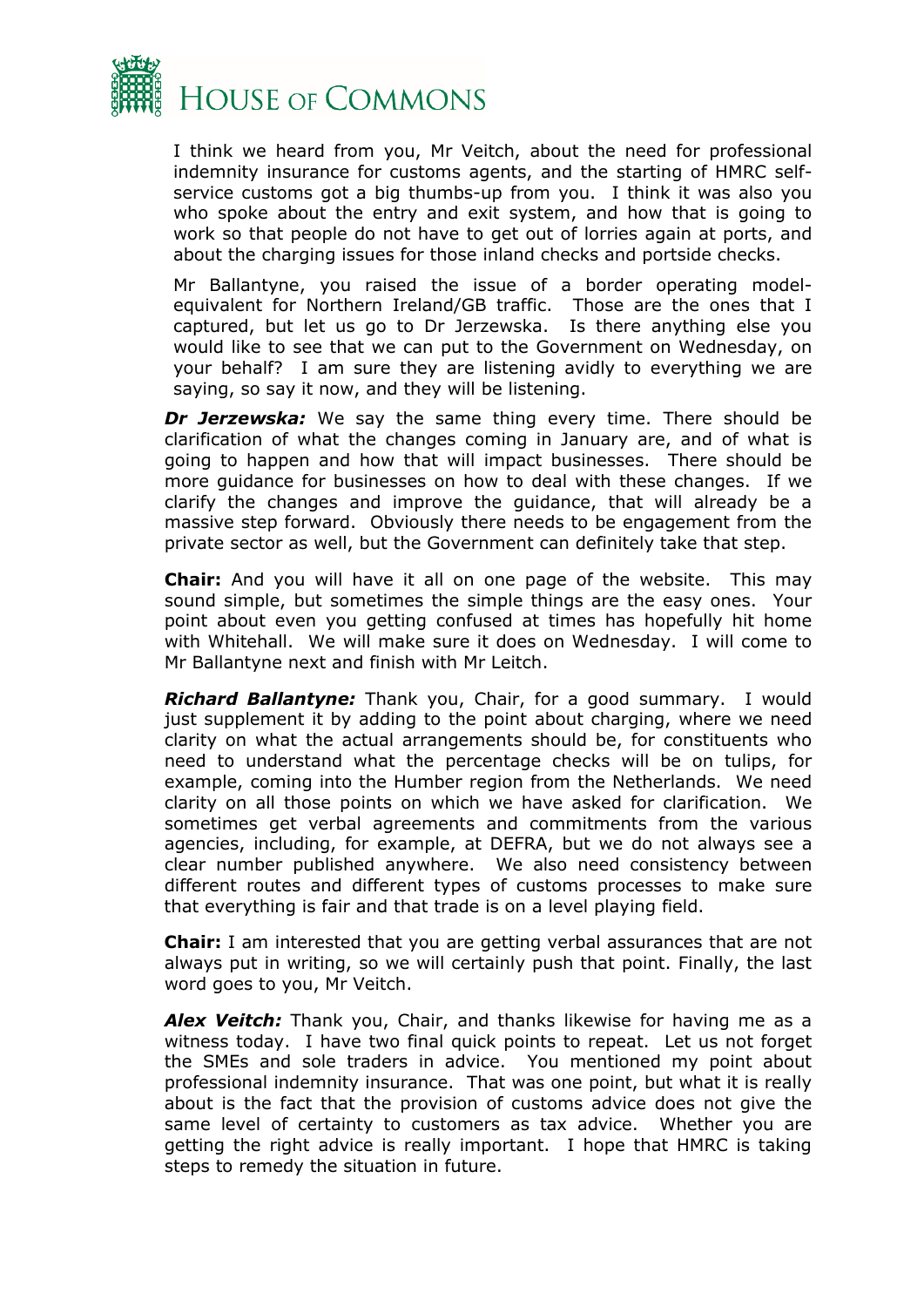I think we heard from you, Mr Veitch, about the need for professional indemnity insurance for customs agents, and the starting of HMRC self-service customs got a big thumbs-up from you. I think it was also you who spoke about the entry and exit system, and how that is going to work so that people do not have to get out of lorries again at ports, and about the charging issues for those inland checks and portside checks.

Mr Ballantyne, you raised the issue of a border operating model-equivalent for Northern Ireland/GB traffic. Those are the ones that I captured, but let us go to Dr Jerzewska. Is there anything else you would like to see that we can put to the Government on Wednesday, on your behalf? I am sure they are listening avidly to everything we are saying, so say it now, and they will be listening.

***Dr Jerzewska:*** We say the same thing every time. There should be clarification of what the changes coming in January are, and of what is going to happen and how that will impact businesses. There should be more guidance for businesses on how to deal with these changes. If we clarify the changes and improve the guidance, that will already be a massive step forward. Obviously there needs to be engagement from the private sector as well, but the Government can definitely take that step.

**Chair:** And you will have it all on one page of the website. This may sound simple, but sometimes the simple things are the easy ones. Your point about even you getting confused at times has hopefully hit home with Whitehall. We will make sure it does on Wednesday. I will come to Mr Ballantyne next and finish with Mr Leitch.

***Richard Ballantyne:*** Thank you, Chair, for a good summary. I would just supplement it by adding to the point about charging, where we need clarity on what the actual arrangements should be, for constituents who need to understand what the percentage checks will be on tulips, for example, coming into the Humber region from the Netherlands. We need clarity on all those points on which we have asked for clarification. We sometimes get verbal agreements and commitments from the various agencies, including, for example, at DEFRA, but we do not always see a clear number published anywhere. We also need consistency between different routes and different types of customs processes to make sure that everything is fair and that trade is on a level playing field.

**Chair:** I am interested that you are getting verbal assurances that are not always put in writing, so we will certainly push that point. Finally, the last word goes to you, Mr Veitch.

***Alex Veitch:*** Thank you, Chair, and thanks likewise for having me as a witness today. I have two final quick points to repeat. Let us not forget the SMEs and sole traders in advice. You mentioned my point about professional indemnity insurance. That was one point, but what it is really about is the fact that the provision of customs advice does not give the same level of certainty to customers as tax advice. Whether you are getting the right advice is really important. I hope that HMRC is taking steps to remedy the situation in future.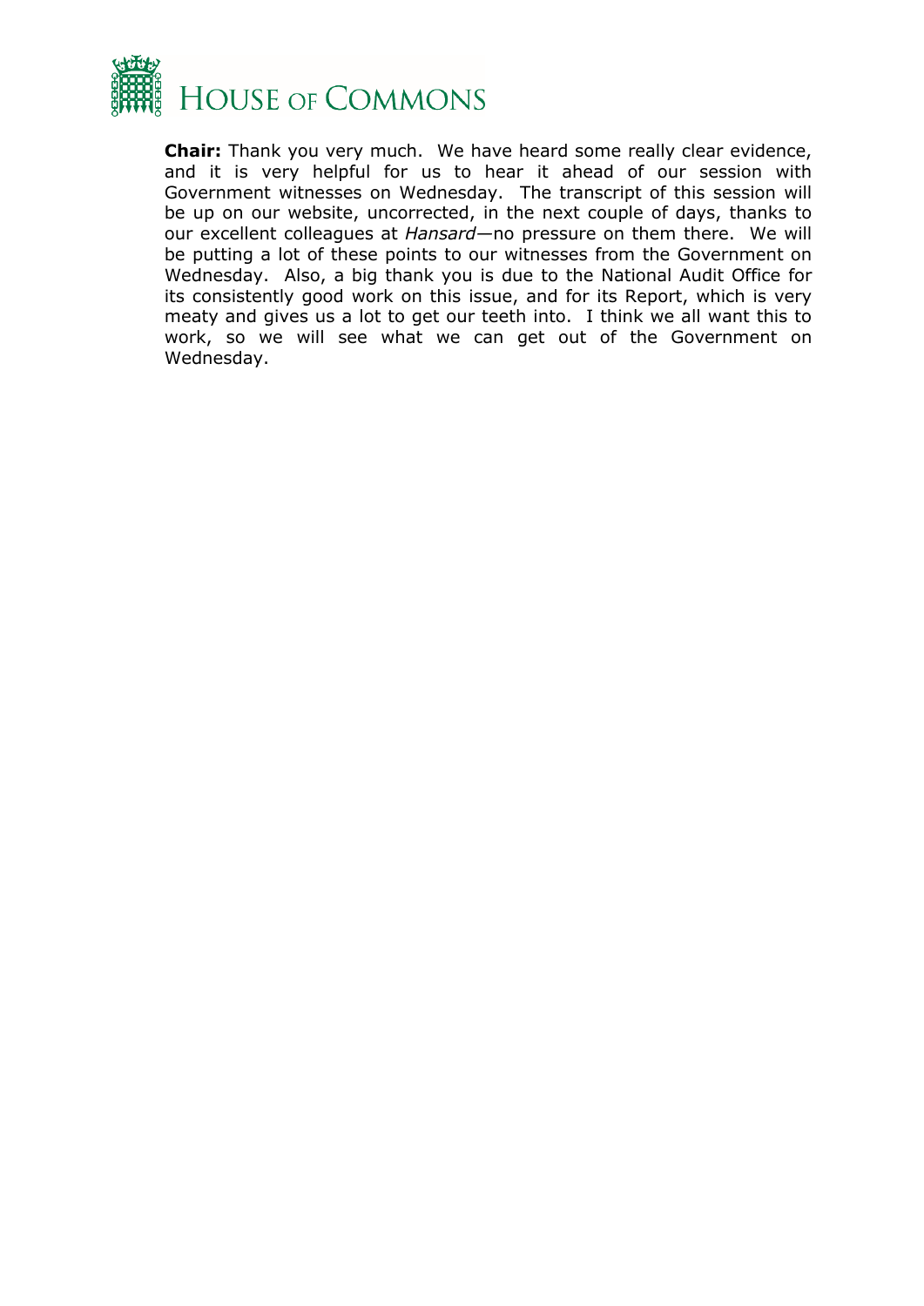**Chair:** Thank you very much. We have heard some really clear evidence, and it is very helpful for us to hear it ahead of our session with Government witnesses on Wednesday. The transcript of this session will be up on our website, uncorrected, in the next couple of days, thanks to our excellent colleagues at *Hansard*—no pressure on them there. We will be putting a lot of these points to our witnesses from the Government on Wednesday. Also, a big thank you is due to the National Audit Office for its consistently good work on this issue, and for its Report, which is very meaty and gives us a lot to get our teeth into. I think we all want this to work, so we will see what we can get out of the Government on Wednesday.